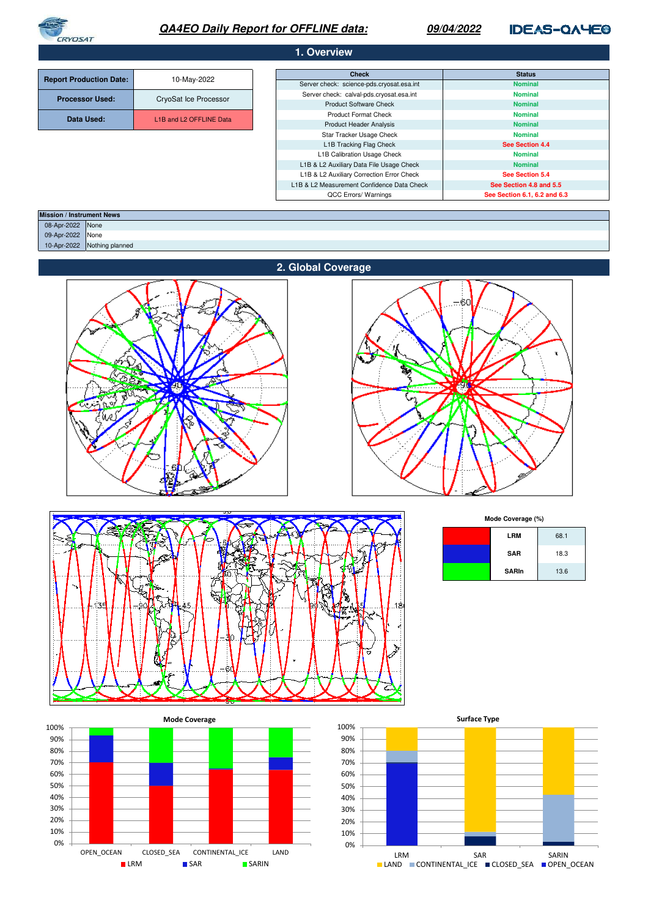# QA4EO Daily Report for OFFLINE data: 09/04/2022

CRYOSAT | IDEAS-QA4EO

## 1. Overview

| | |
|---|---|
| **Report Production Date:** | 10-May-2022 |
| **Processor Used:** | CryoSat Ice Processor |
| **Data Used:** | L1B and L2 OFFLINE Data |

| Check | Status |
|---|---|
| Server check: science-pds.cryosat.esa.int | Nominal |
| Server check: calval-pds.cryosat.esa.int | Nominal |
| Product Software Check | Nominal |
| Product Format Check | Nominal |
| Product Header Analysis | Nominal |
| Star Tracker Usage Check | Nominal |
| L1B Tracking Flag Check | See Section 4.4 |
| L1B Calibration Usage Check | Nominal |
| L1B & L2 Auxiliary Data File Usage Check | Nominal |
| L1B & L2 Auxiliary Correction Error Check | See Section 5.4 |
| L1B & L2 Measurement Confidence Data Check | See Section 4.8 and 5.5 |
| QCC Errors/ Warnings | See Section 6.1, 6.2 and 6.3 |

| Mission / Instrument News | |
|---|---|
| 08-Apr-2022 | None |
| 09-Apr-2022 | None |
| 10-Apr-2022 | Nothing planned |

## 2. Global Coverage

**Mode Coverage (%)**

| | Mode | % |
|---|---|---|
| (red) | LRM | 68.1 |
| (blue) | SAR | 18.3 |
| (green) | SARIn | 13.6 |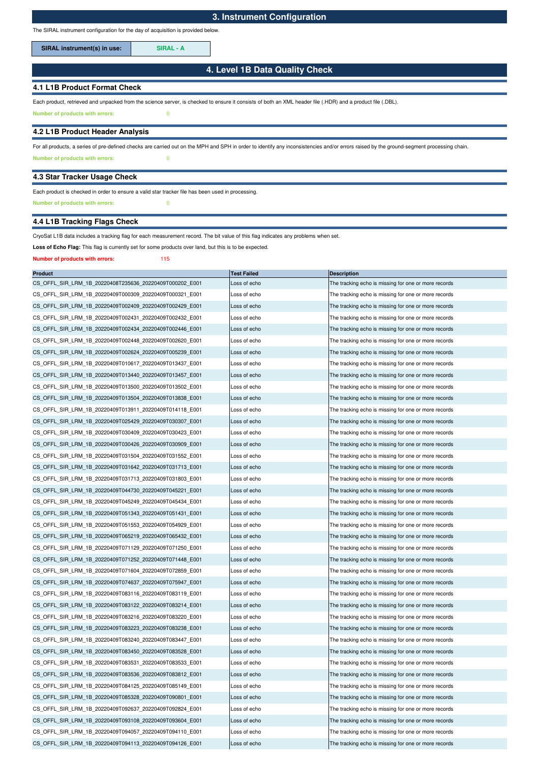# 3. Instrument Configuration

The SIRAL instrument configuration for the day of acquisition is provided below.

| SIRAL instrument(s) in use: | SIRAL - A |
|---|---|

# 4. Level 1B Data Quality Check

## 4.1 L1B Product Format Check

Each product, retrieved and unpacked from the science server, is checked to ensure it consists of both an XML header file (.HDR) and a product file (.DBL).

**Number of products with errors:** 0

## 4.2 L1B Product Header Analysis

For all products, a series of pre-defined checks are carried out on the MPH and SPH in order to identify any inconsistencies and/or errors raised by the ground-segment processing chain.

**Number of products with errors:** 0

## 4.3 Star Tracker Usage Check

Each product is checked in order to ensure a valid star tracker file has been used in processing.

**Number of products with errors:** 0

## 4.4 L1B Tracking Flags Check

CryoSat L1B data includes a tracking flag for each measurement record. The bit value of this flag indicates any problems when set.

**Loss of Echo Flag:** This flag is currently set for some products over land, but this is to be expected.

**Number of products with errors:** 115

| Product | Test Failed | Description |
|---|---|---|
| CS_OFFL_SIR_LRM_1B_20220408T235636_20220409T000202_E001 | Loss of echo | The tracking echo is missing for one or more records |
| CS_OFFL_SIR_LRM_1B_20220409T000309_20220409T000321_E001 | Loss of echo | The tracking echo is missing for one or more records |
| CS_OFFL_SIR_LRM_1B_20220409T002409_20220409T002429_E001 | Loss of echo | The tracking echo is missing for one or more records |
| CS_OFFL_SIR_LRM_1B_20220409T002431_20220409T002432_E001 | Loss of echo | The tracking echo is missing for one or more records |
| CS_OFFL_SIR_LRM_1B_20220409T002434_20220409T002446_E001 | Loss of echo | The tracking echo is missing for one or more records |
| CS_OFFL_SIR_LRM_1B_20220409T002448_20220409T002620_E001 | Loss of echo | The tracking echo is missing for one or more records |
| CS_OFFL_SIR_LRM_1B_20220409T002624_20220409T005239_E001 | Loss of echo | The tracking echo is missing for one or more records |
| CS_OFFL_SIR_LRM_1B_20220409T010617_20220409T013437_E001 | Loss of echo | The tracking echo is missing for one or more records |
| CS_OFFL_SIR_LRM_1B_20220409T013440_20220409T013457_E001 | Loss of echo | The tracking echo is missing for one or more records |
| CS_OFFL_SIR_LRM_1B_20220409T013500_20220409T013502_E001 | Loss of echo | The tracking echo is missing for one or more records |
| CS_OFFL_SIR_LRM_1B_20220409T013504_20220409T013838_E001 | Loss of echo | The tracking echo is missing for one or more records |
| CS_OFFL_SIR_LRM_1B_20220409T013911_20220409T014118_E001 | Loss of echo | The tracking echo is missing for one or more records |
| CS_OFFL_SIR_LRM_1B_20220409T025429_20220409T030307_E001 | Loss of echo | The tracking echo is missing for one or more records |
| CS_OFFL_SIR_LRM_1B_20220409T030409_20220409T030423_E001 | Loss of echo | The tracking echo is missing for one or more records |
| CS_OFFL_SIR_LRM_1B_20220409T030426_20220409T030909_E001 | Loss of echo | The tracking echo is missing for one or more records |
| CS_OFFL_SIR_LRM_1B_20220409T031504_20220409T031552_E001 | Loss of echo | The tracking echo is missing for one or more records |
| CS_OFFL_SIR_LRM_1B_20220409T031642_20220409T031713_E001 | Loss of echo | The tracking echo is missing for one or more records |
| CS_OFFL_SIR_LRM_1B_20220409T031713_20220409T031803_E001 | Loss of echo | The tracking echo is missing for one or more records |
| CS_OFFL_SIR_LRM_1B_20220409T044730_20220409T045221_E001 | Loss of echo | The tracking echo is missing for one or more records |
| CS_OFFL_SIR_LRM_1B_20220409T045249_20220409T045434_E001 | Loss of echo | The tracking echo is missing for one or more records |
| CS_OFFL_SIR_LRM_1B_20220409T051343_20220409T051431_E001 | Loss of echo | The tracking echo is missing for one or more records |
| CS_OFFL_SIR_LRM_1B_20220409T051553_20220409T054929_E001 | Loss of echo | The tracking echo is missing for one or more records |
| CS_OFFL_SIR_LRM_1B_20220409T065219_20220409T065432_E001 | Loss of echo | The tracking echo is missing for one or more records |
| CS_OFFL_SIR_LRM_1B_20220409T071129_20220409T071250_E001 | Loss of echo | The tracking echo is missing for one or more records |
| CS_OFFL_SIR_LRM_1B_20220409T071252_20220409T071448_E001 | Loss of echo | The tracking echo is missing for one or more records |
| CS_OFFL_SIR_LRM_1B_20220409T071604_20220409T072859_E001 | Loss of echo | The tracking echo is missing for one or more records |
| CS_OFFL_SIR_LRM_1B_20220409T074637_20220409T075947_E001 | Loss of echo | The tracking echo is missing for one or more records |
| CS_OFFL_SIR_LRM_1B_20220409T083116_20220409T083119_E001 | Loss of echo | The tracking echo is missing for one or more records |
| CS_OFFL_SIR_LRM_1B_20220409T083122_20220409T083214_E001 | Loss of echo | The tracking echo is missing for one or more records |
| CS_OFFL_SIR_LRM_1B_20220409T083216_20220409T083220_E001 | Loss of echo | The tracking echo is missing for one or more records |
| CS_OFFL_SIR_LRM_1B_20220409T083223_20220409T083238_E001 | Loss of echo | The tracking echo is missing for one or more records |
| CS_OFFL_SIR_LRM_1B_20220409T083240_20220409T083447_E001 | Loss of echo | The tracking echo is missing for one or more records |
| CS_OFFL_SIR_LRM_1B_20220409T083450_20220409T083528_E001 | Loss of echo | The tracking echo is missing for one or more records |
| CS_OFFL_SIR_LRM_1B_20220409T083531_20220409T083533_E001 | Loss of echo | The tracking echo is missing for one or more records |
| CS_OFFL_SIR_LRM_1B_20220409T083536_20220409T083812_E001 | Loss of echo | The tracking echo is missing for one or more records |
| CS_OFFL_SIR_LRM_1B_20220409T084125_20220409T085149_E001 | Loss of echo | The tracking echo is missing for one or more records |
| CS_OFFL_SIR_LRM_1B_20220409T085328_20220409T090801_E001 | Loss of echo | The tracking echo is missing for one or more records |
| CS_OFFL_SIR_LRM_1B_20220409T092637_20220409T092824_E001 | Loss of echo | The tracking echo is missing for one or more records |
| CS_OFFL_SIR_LRM_1B_20220409T093108_20220409T093604_E001 | Loss of echo | The tracking echo is missing for one or more records |
| CS_OFFL_SIR_LRM_1B_20220409T094057_20220409T094110_E001 | Loss of echo | The tracking echo is missing for one or more records |
| CS_OFFL_SIR_LRM_1B_20220409T094113_20220409T094126_E001 | Loss of echo | The tracking echo is missing for one or more records |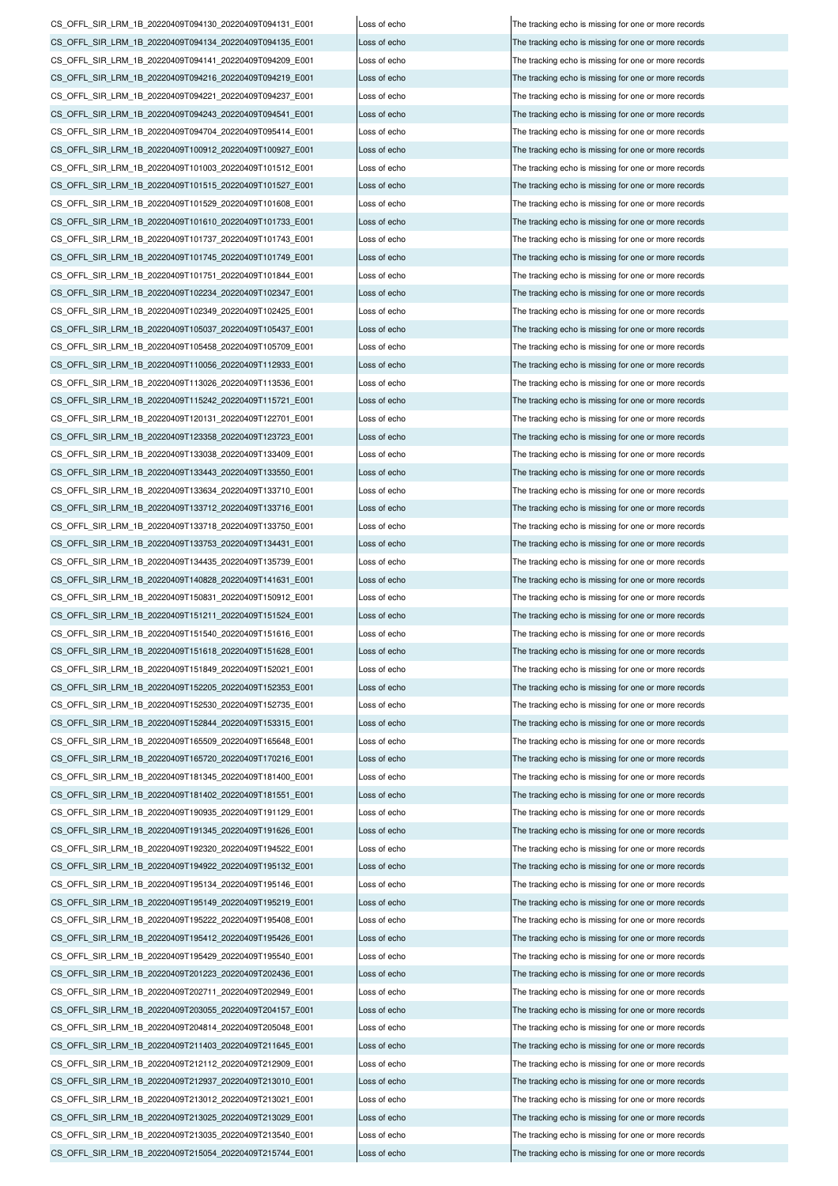| | | |
|---|---|---|
| CS_OFFL_SIR_LRM_1B_20220409T094130_20220409T094131_E001 | Loss of echo | The tracking echo is missing for one or more records |
| CS_OFFL_SIR_LRM_1B_20220409T094134_20220409T094135_E001 | Loss of echo | The tracking echo is missing for one or more records |
| CS_OFFL_SIR_LRM_1B_20220409T094141_20220409T094209_E001 | Loss of echo | The tracking echo is missing for one or more records |
| CS_OFFL_SIR_LRM_1B_20220409T094216_20220409T094219_E001 | Loss of echo | The tracking echo is missing for one or more records |
| CS_OFFL_SIR_LRM_1B_20220409T094221_20220409T094237_E001 | Loss of echo | The tracking echo is missing for one or more records |
| CS_OFFL_SIR_LRM_1B_20220409T094243_20220409T094541_E001 | Loss of echo | The tracking echo is missing for one or more records |
| CS_OFFL_SIR_LRM_1B_20220409T094704_20220409T095414_E001 | Loss of echo | The tracking echo is missing for one or more records |
| CS_OFFL_SIR_LRM_1B_20220409T100912_20220409T100927_E001 | Loss of echo | The tracking echo is missing for one or more records |
| CS_OFFL_SIR_LRM_1B_20220409T101003_20220409T101512_E001 | Loss of echo | The tracking echo is missing for one or more records |
| CS_OFFL_SIR_LRM_1B_20220409T101515_20220409T101527_E001 | Loss of echo | The tracking echo is missing for one or more records |
| CS_OFFL_SIR_LRM_1B_20220409T101529_20220409T101608_E001 | Loss of echo | The tracking echo is missing for one or more records |
| CS_OFFL_SIR_LRM_1B_20220409T101610_20220409T101733_E001 | Loss of echo | The tracking echo is missing for one or more records |
| CS_OFFL_SIR_LRM_1B_20220409T101737_20220409T101743_E001 | Loss of echo | The tracking echo is missing for one or more records |
| CS_OFFL_SIR_LRM_1B_20220409T101745_20220409T101749_E001 | Loss of echo | The tracking echo is missing for one or more records |
| CS_OFFL_SIR_LRM_1B_20220409T101751_20220409T101844_E001 | Loss of echo | The tracking echo is missing for one or more records |
| CS_OFFL_SIR_LRM_1B_20220409T102234_20220409T102347_E001 | Loss of echo | The tracking echo is missing for one or more records |
| CS_OFFL_SIR_LRM_1B_20220409T102349_20220409T102425_E001 | Loss of echo | The tracking echo is missing for one or more records |
| CS_OFFL_SIR_LRM_1B_20220409T105037_20220409T105437_E001 | Loss of echo | The tracking echo is missing for one or more records |
| CS_OFFL_SIR_LRM_1B_20220409T105458_20220409T105709_E001 | Loss of echo | The tracking echo is missing for one or more records |
| CS_OFFL_SIR_LRM_1B_20220409T110056_20220409T112933_E001 | Loss of echo | The tracking echo is missing for one or more records |
| CS_OFFL_SIR_LRM_1B_20220409T113026_20220409T113536_E001 | Loss of echo | The tracking echo is missing for one or more records |
| CS_OFFL_SIR_LRM_1B_20220409T115242_20220409T115721_E001 | Loss of echo | The tracking echo is missing for one or more records |
| CS_OFFL_SIR_LRM_1B_20220409T120131_20220409T122701_E001 | Loss of echo | The tracking echo is missing for one or more records |
| CS_OFFL_SIR_LRM_1B_20220409T123358_20220409T123723_E001 | Loss of echo | The tracking echo is missing for one or more records |
| CS_OFFL_SIR_LRM_1B_20220409T133038_20220409T133409_E001 | Loss of echo | The tracking echo is missing for one or more records |
| CS_OFFL_SIR_LRM_1B_20220409T133443_20220409T133550_E001 | Loss of echo | The tracking echo is missing for one or more records |
| CS_OFFL_SIR_LRM_1B_20220409T133634_20220409T133710_E001 | Loss of echo | The tracking echo is missing for one or more records |
| CS_OFFL_SIR_LRM_1B_20220409T133712_20220409T133716_E001 | Loss of echo | The tracking echo is missing for one or more records |
| CS_OFFL_SIR_LRM_1B_20220409T133718_20220409T133750_E001 | Loss of echo | The tracking echo is missing for one or more records |
| CS_OFFL_SIR_LRM_1B_20220409T133753_20220409T134431_E001 | Loss of echo | The tracking echo is missing for one or more records |
| CS_OFFL_SIR_LRM_1B_20220409T134435_20220409T135739_E001 | Loss of echo | The tracking echo is missing for one or more records |
| CS_OFFL_SIR_LRM_1B_20220409T140828_20220409T141631_E001 | Loss of echo | The tracking echo is missing for one or more records |
| CS_OFFL_SIR_LRM_1B_20220409T150831_20220409T150912_E001 | Loss of echo | The tracking echo is missing for one or more records |
| CS_OFFL_SIR_LRM_1B_20220409T151211_20220409T151524_E001 | Loss of echo | The tracking echo is missing for one or more records |
| CS_OFFL_SIR_LRM_1B_20220409T151540_20220409T151616_E001 | Loss of echo | The tracking echo is missing for one or more records |
| CS_OFFL_SIR_LRM_1B_20220409T151618_20220409T151628_E001 | Loss of echo | The tracking echo is missing for one or more records |
| CS_OFFL_SIR_LRM_1B_20220409T151849_20220409T152021_E001 | Loss of echo | The tracking echo is missing for one or more records |
| CS_OFFL_SIR_LRM_1B_20220409T152205_20220409T152353_E001 | Loss of echo | The tracking echo is missing for one or more records |
| CS_OFFL_SIR_LRM_1B_20220409T152530_20220409T152735_E001 | Loss of echo | The tracking echo is missing for one or more records |
| CS_OFFL_SIR_LRM_1B_20220409T152844_20220409T153315_E001 | Loss of echo | The tracking echo is missing for one or more records |
| CS_OFFL_SIR_LRM_1B_20220409T165509_20220409T165648_E001 | Loss of echo | The tracking echo is missing for one or more records |
| CS_OFFL_SIR_LRM_1B_20220409T165720_20220409T170216_E001 | Loss of echo | The tracking echo is missing for one or more records |
| CS_OFFL_SIR_LRM_1B_20220409T181345_20220409T181400_E001 | Loss of echo | The tracking echo is missing for one or more records |
| CS_OFFL_SIR_LRM_1B_20220409T181402_20220409T181551_E001 | Loss of echo | The tracking echo is missing for one or more records |
| CS_OFFL_SIR_LRM_1B_20220409T190935_20220409T191129_E001 | Loss of echo | The tracking echo is missing for one or more records |
| CS_OFFL_SIR_LRM_1B_20220409T191345_20220409T191626_E001 | Loss of echo | The tracking echo is missing for one or more records |
| CS_OFFL_SIR_LRM_1B_20220409T192320_20220409T194522_E001 | Loss of echo | The tracking echo is missing for one or more records |
| CS_OFFL_SIR_LRM_1B_20220409T194922_20220409T195132_E001 | Loss of echo | The tracking echo is missing for one or more records |
| CS_OFFL_SIR_LRM_1B_20220409T195134_20220409T195146_E001 | Loss of echo | The tracking echo is missing for one or more records |
| CS_OFFL_SIR_LRM_1B_20220409T195149_20220409T195219_E001 | Loss of echo | The tracking echo is missing for one or more records |
| CS_OFFL_SIR_LRM_1B_20220409T195222_20220409T195408_E001 | Loss of echo | The tracking echo is missing for one or more records |
| CS_OFFL_SIR_LRM_1B_20220409T195412_20220409T195426_E001 | Loss of echo | The tracking echo is missing for one or more records |
| CS_OFFL_SIR_LRM_1B_20220409T195429_20220409T195540_E001 | Loss of echo | The tracking echo is missing for one or more records |
| CS_OFFL_SIR_LRM_1B_20220409T201223_20220409T202436_E001 | Loss of echo | The tracking echo is missing for one or more records |
| CS_OFFL_SIR_LRM_1B_20220409T202711_20220409T202949_E001 | Loss of echo | The tracking echo is missing for one or more records |
| CS_OFFL_SIR_LRM_1B_20220409T203055_20220409T204157_E001 | Loss of echo | The tracking echo is missing for one or more records |
| CS_OFFL_SIR_LRM_1B_20220409T204814_20220409T205048_E001 | Loss of echo | The tracking echo is missing for one or more records |
| CS_OFFL_SIR_LRM_1B_20220409T211403_20220409T211645_E001 | Loss of echo | The tracking echo is missing for one or more records |
| CS_OFFL_SIR_LRM_1B_20220409T212112_20220409T212909_E001 | Loss of echo | The tracking echo is missing for one or more records |
| CS_OFFL_SIR_LRM_1B_20220409T212937_20220409T213010_E001 | Loss of echo | The tracking echo is missing for one or more records |
| CS_OFFL_SIR_LRM_1B_20220409T213012_20220409T213021_E001 | Loss of echo | The tracking echo is missing for one or more records |
| CS_OFFL_SIR_LRM_1B_20220409T213025_20220409T213029_E001 | Loss of echo | The tracking echo is missing for one or more records |
| CS_OFFL_SIR_LRM_1B_20220409T213035_20220409T213540_E001 | Loss of echo | The tracking echo is missing for one or more records |
| CS_OFFL_SIR_LRM_1B_20220409T215054_20220409T215744_E001 | Loss of echo | The tracking echo is missing for one or more records |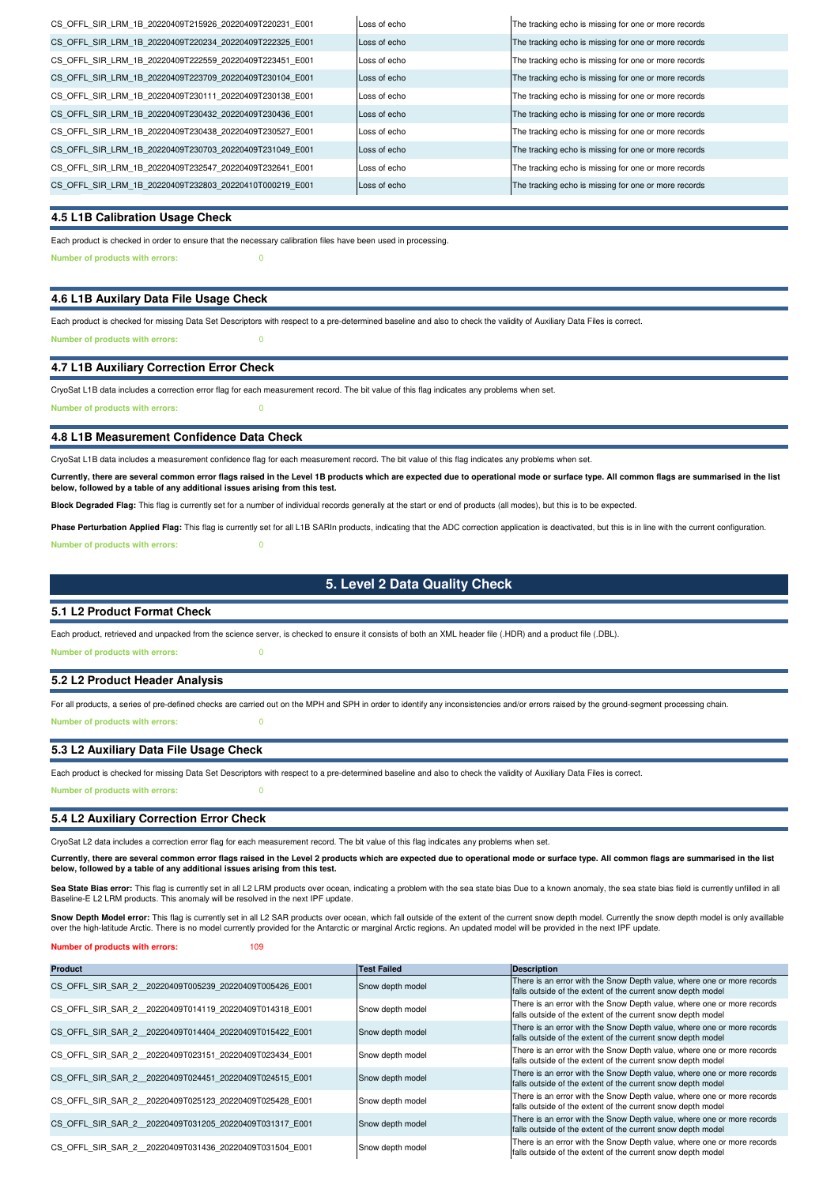| | | |
|---|---|---|
| CS_OFFL_SIR_LRM_1B_20220409T215926_20220409T220231_E001 | Loss of echo | The tracking echo is missing for one or more records |
| CS_OFFL_SIR_LRM_1B_20220409T220234_20220409T222325_E001 | Loss of echo | The tracking echo is missing for one or more records |
| CS_OFFL_SIR_LRM_1B_20220409T222559_20220409T223451_E001 | Loss of echo | The tracking echo is missing for one or more records |
| CS_OFFL_SIR_LRM_1B_20220409T223709_20220409T230104_E001 | Loss of echo | The tracking echo is missing for one or more records |
| CS_OFFL_SIR_LRM_1B_20220409T230111_20220409T230138_E001 | Loss of echo | The tracking echo is missing for one or more records |
| CS_OFFL_SIR_LRM_1B_20220409T230432_20220409T230436_E001 | Loss of echo | The tracking echo is missing for one or more records |
| CS_OFFL_SIR_LRM_1B_20220409T230438_20220409T230527_E001 | Loss of echo | The tracking echo is missing for one or more records |
| CS_OFFL_SIR_LRM_1B_20220409T230703_20220409T231049_E001 | Loss of echo | The tracking echo is missing for one or more records |
| CS_OFFL_SIR_LRM_1B_20220409T232547_20220409T232641_E001 | Loss of echo | The tracking echo is missing for one or more records |
| CS_OFFL_SIR_LRM_1B_20220409T232803_20220410T000219_E001 | Loss of echo | The tracking echo is missing for one or more records |

### 4.5 L1B Calibration Usage Check

Each product is checked in order to ensure that the necessary calibration files have been used in processing.

**Number of products with errors:** 0

### 4.6 L1B Auxilary Data File Usage Check

Each product is checked for missing Data Set Descriptors with respect to a pre-determined baseline and also to check the validity of Auxiliary Data Files is correct.

**Number of products with errors:** 0

### 4.7 L1B Auxiliary Correction Error Check

CryoSat L1B data includes a correction error flag for each measurement record. The bit value of this flag indicates any problems when set.

**Number of products with errors:** 0

### 4.8 L1B Measurement Confidence Data Check

CryoSat L1B data includes a measurement confidence flag for each measurement record. The bit value of this flag indicates any problems when set.

**Currently, there are several common error flags raised in the Level 1B products which are expected due to operational mode or surface type. All common flags are summarised in the list below, followed by a table of any additional issues arising from this test.**

**Block Degraded Flag:** This flag is currently set for a number of individual records generally at the start or end of products (all modes), but this is to be expected.

**Phase Perturbation Applied Flag:** This flag is currently set for all L1B SARIn products, indicating that the ADC correction application is deactivated, but this is in line with the current configuration.

**Number of products with errors:** 0

## 5. Level 2 Data Quality Check

### 5.1 L2 Product Format Check

Each product, retrieved and unpacked from the science server, is checked to ensure it consists of both an XML header file (.HDR) and a product file (.DBL).

**Number of products with errors:** 0

### 5.2 L2 Product Header Analysis

For all products, a series of pre-defined checks are carried out on the MPH and SPH in order to identify any inconsistencies and/or errors raised by the ground-segment processing chain.

**Number of products with errors:** 0

### 5.3 L2 Auxiliary Data File Usage Check

Each product is checked for missing Data Set Descriptors with respect to a pre-determined baseline and also to check the validity of Auxiliary Data Files is correct.

**Number of products with errors:** 0

### 5.4 L2 Auxiliary Correction Error Check

CryoSat L2 data includes a correction error flag for each measurement record. The bit value of this flag indicates any problems when set.

**Currently, there are several common error flags raised in the Level 2 products which are expected due to operational mode or surface type. All common flags are summarised in the list below, followed by a table of any additional issues arising from this test.**

**Sea State Bias error:** This flag is currently set in all L2 LRM products over ocean, indicating a problem with the sea state bias Due to a known anomaly, the sea state bias field is currently unfilled in all Baseline-E L2 LRM products. This anomaly will be resolved in the next IPF update.

**Snow Depth Model error:** This flag is currently set in all L2 SAR products over ocean, which fall outside of the extent of the current snow depth model. Currently the snow depth model is only availlable over the high-latitude Arctic. There is no model currently provided for the Antarctic or marginal Arctic regions. An updated model will be provided in the next IPF update.

**Number of products with errors:** 109

| Product | Test Failed | Description |
|---|---|---|
| CS_OFFL_SIR_SAR_2__20220409T005239_20220409T005426_E001 | Snow depth model | There is an error with the Snow Depth value, where one or more records falls outside of the extent of the current snow depth model |
| CS_OFFL_SIR_SAR_2__20220409T014119_20220409T014318_E001 | Snow depth model | There is an error with the Snow Depth value, where one or more records falls outside of the extent of the current snow depth model |
| CS_OFFL_SIR_SAR_2__20220409T014404_20220409T015422_E001 | Snow depth model | There is an error with the Snow Depth value, where one or more records falls outside of the extent of the current snow depth model |
| CS_OFFL_SIR_SAR_2__20220409T023151_20220409T023434_E001 | Snow depth model | There is an error with the Snow Depth value, where one or more records falls outside of the extent of the current snow depth model |
| CS_OFFL_SIR_SAR_2__20220409T024451_20220409T024515_E001 | Snow depth model | There is an error with the Snow Depth value, where one or more records falls outside of the extent of the current snow depth model |
| CS_OFFL_SIR_SAR_2__20220409T025123_20220409T025428_E001 | Snow depth model | There is an error with the Snow Depth value, where one or more records falls outside of the extent of the current snow depth model |
| CS_OFFL_SIR_SAR_2__20220409T031205_20220409T031317_E001 | Snow depth model | There is an error with the Snow Depth value, where one or more records falls outside of the extent of the current snow depth model |
| CS_OFFL_SIR_SAR_2__20220409T031436_20220409T031504_E001 | Snow depth model | There is an error with the Snow Depth value, where one or more records falls outside of the extent of the current snow depth model |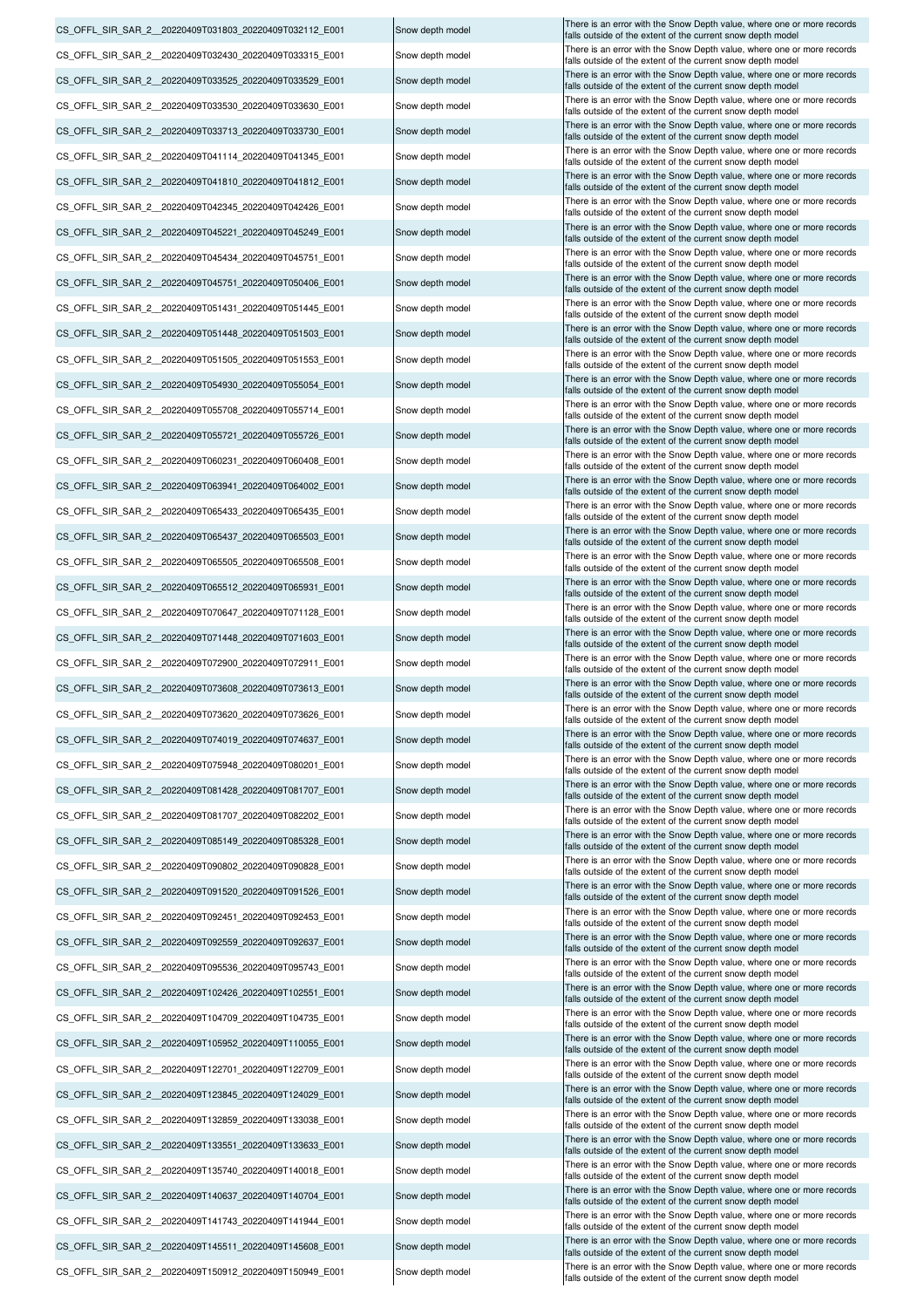| | | |
|---|---|---|
| CS_OFFL_SIR_SAR_2__20220409T031803_20220409T032112_E001 | Snow depth model | There is an error with the Snow Depth value, where one or more records falls outside of the extent of the current snow depth model |
| CS_OFFL_SIR_SAR_2__20220409T032430_20220409T033315_E001 | Snow depth model | There is an error with the Snow Depth value, where one or more records falls outside of the extent of the current snow depth model |
| CS_OFFL_SIR_SAR_2__20220409T033525_20220409T033529_E001 | Snow depth model | There is an error with the Snow Depth value, where one or more records falls outside of the extent of the current snow depth model |
| CS_OFFL_SIR_SAR_2__20220409T033530_20220409T033630_E001 | Snow depth model | There is an error with the Snow Depth value, where one or more records falls outside of the extent of the current snow depth model |
| CS_OFFL_SIR_SAR_2__20220409T033713_20220409T033730_E001 | Snow depth model | There is an error with the Snow Depth value, where one or more records falls outside of the extent of the current snow depth model |
| CS_OFFL_SIR_SAR_2__20220409T041114_20220409T041345_E001 | Snow depth model | There is an error with the Snow Depth value, where one or more records falls outside of the extent of the current snow depth model |
| CS_OFFL_SIR_SAR_2__20220409T041810_20220409T041812_E001 | Snow depth model | There is an error with the Snow Depth value, where one or more records falls outside of the extent of the current snow depth model |
| CS_OFFL_SIR_SAR_2__20220409T042345_20220409T042426_E001 | Snow depth model | There is an error with the Snow Depth value, where one or more records falls outside of the extent of the current snow depth model |
| CS_OFFL_SIR_SAR_2__20220409T045221_20220409T045249_E001 | Snow depth model | There is an error with the Snow Depth value, where one or more records falls outside of the extent of the current snow depth model |
| CS_OFFL_SIR_SAR_2__20220409T045434_20220409T045751_E001 | Snow depth model | There is an error with the Snow Depth value, where one or more records falls outside of the extent of the current snow depth model |
| CS_OFFL_SIR_SAR_2__20220409T045751_20220409T050406_E001 | Snow depth model | There is an error with the Snow Depth value, where one or more records falls outside of the extent of the current snow depth model |
| CS_OFFL_SIR_SAR_2__20220409T051431_20220409T051445_E001 | Snow depth model | There is an error with the Snow Depth value, where one or more records falls outside of the extent of the current snow depth model |
| CS_OFFL_SIR_SAR_2__20220409T051448_20220409T051503_E001 | Snow depth model | There is an error with the Snow Depth value, where one or more records falls outside of the extent of the current snow depth model |
| CS_OFFL_SIR_SAR_2__20220409T051505_20220409T051553_E001 | Snow depth model | There is an error with the Snow Depth value, where one or more records falls outside of the extent of the current snow depth model |
| CS_OFFL_SIR_SAR_2__20220409T054930_20220409T055054_E001 | Snow depth model | There is an error with the Snow Depth value, where one or more records falls outside of the extent of the current snow depth model |
| CS_OFFL_SIR_SAR_2__20220409T055708_20220409T055714_E001 | Snow depth model | There is an error with the Snow Depth value, where one or more records falls outside of the extent of the current snow depth model |
| CS_OFFL_SIR_SAR_2__20220409T055721_20220409T055726_E001 | Snow depth model | There is an error with the Snow Depth value, where one or more records falls outside of the extent of the current snow depth model |
| CS_OFFL_SIR_SAR_2__20220409T060231_20220409T060408_E001 | Snow depth model | There is an error with the Snow Depth value, where one or more records falls outside of the extent of the current snow depth model |
| CS_OFFL_SIR_SAR_2__20220409T063941_20220409T064002_E001 | Snow depth model | There is an error with the Snow Depth value, where one or more records falls outside of the extent of the current snow depth model |
| CS_OFFL_SIR_SAR_2__20220409T065433_20220409T065435_E001 | Snow depth model | There is an error with the Snow Depth value, where one or more records falls outside of the extent of the current snow depth model |
| CS_OFFL_SIR_SAR_2__20220409T065437_20220409T065503_E001 | Snow depth model | There is an error with the Snow Depth value, where one or more records falls outside of the extent of the current snow depth model |
| CS_OFFL_SIR_SAR_2__20220409T065505_20220409T065508_E001 | Snow depth model | There is an error with the Snow Depth value, where one or more records falls outside of the extent of the current snow depth model |
| CS_OFFL_SIR_SAR_2__20220409T065512_20220409T065931_E001 | Snow depth model | There is an error with the Snow Depth value, where one or more records falls outside of the extent of the current snow depth model |
| CS_OFFL_SIR_SAR_2__20220409T070647_20220409T071128_E001 | Snow depth model | There is an error with the Snow Depth value, where one or more records falls outside of the extent of the current snow depth model |
| CS_OFFL_SIR_SAR_2__20220409T071448_20220409T071603_E001 | Snow depth model | There is an error with the Snow Depth value, where one or more records falls outside of the extent of the current snow depth model |
| CS_OFFL_SIR_SAR_2__20220409T072900_20220409T072911_E001 | Snow depth model | There is an error with the Snow Depth value, where one or more records falls outside of the extent of the current snow depth model |
| CS_OFFL_SIR_SAR_2__20220409T073608_20220409T073613_E001 | Snow depth model | There is an error with the Snow Depth value, where one or more records falls outside of the extent of the current snow depth model |
| CS_OFFL_SIR_SAR_2__20220409T073620_20220409T073626_E001 | Snow depth model | There is an error with the Snow Depth value, where one or more records falls outside of the extent of the current snow depth model |
| CS_OFFL_SIR_SAR_2__20220409T074019_20220409T074637_E001 | Snow depth model | There is an error with the Snow Depth value, where one or more records falls outside of the extent of the current snow depth model |
| CS_OFFL_SIR_SAR_2__20220409T075948_20220409T080201_E001 | Snow depth model | There is an error with the Snow Depth value, where one or more records falls outside of the extent of the current snow depth model |
| CS_OFFL_SIR_SAR_2__20220409T081428_20220409T081707_E001 | Snow depth model | There is an error with the Snow Depth value, where one or more records falls outside of the extent of the current snow depth model |
| CS_OFFL_SIR_SAR_2__20220409T081707_20220409T082202_E001 | Snow depth model | There is an error with the Snow Depth value, where one or more records falls outside of the extent of the current snow depth model |
| CS_OFFL_SIR_SAR_2__20220409T085149_20220409T085328_E001 | Snow depth model | There is an error with the Snow Depth value, where one or more records falls outside of the extent of the current snow depth model |
| CS_OFFL_SIR_SAR_2__20220409T090802_20220409T090828_E001 | Snow depth model | There is an error with the Snow Depth value, where one or more records falls outside of the extent of the current snow depth model |
| CS_OFFL_SIR_SAR_2__20220409T091520_20220409T091526_E001 | Snow depth model | There is an error with the Snow Depth value, where one or more records falls outside of the extent of the current snow depth model |
| CS_OFFL_SIR_SAR_2__20220409T092451_20220409T092453_E001 | Snow depth model | There is an error with the Snow Depth value, where one or more records falls outside of the extent of the current snow depth model |
| CS_OFFL_SIR_SAR_2__20220409T092559_20220409T092637_E001 | Snow depth model | There is an error with the Snow Depth value, where one or more records falls outside of the extent of the current snow depth model |
| CS_OFFL_SIR_SAR_2__20220409T095536_20220409T095743_E001 | Snow depth model | There is an error with the Snow Depth value, where one or more records falls outside of the extent of the current snow depth model |
| CS_OFFL_SIR_SAR_2__20220409T102426_20220409T102551_E001 | Snow depth model | There is an error with the Snow Depth value, where one or more records falls outside of the extent of the current snow depth model |
| CS_OFFL_SIR_SAR_2__20220409T104709_20220409T104735_E001 | Snow depth model | There is an error with the Snow Depth value, where one or more records falls outside of the extent of the current snow depth model |
| CS_OFFL_SIR_SAR_2__20220409T105952_20220409T110055_E001 | Snow depth model | There is an error with the Snow Depth value, where one or more records falls outside of the extent of the current snow depth model |
| CS_OFFL_SIR_SAR_2__20220409T122701_20220409T122709_E001 | Snow depth model | There is an error with the Snow Depth value, where one or more records falls outside of the extent of the current snow depth model |
| CS_OFFL_SIR_SAR_2__20220409T123845_20220409T124029_E001 | Snow depth model | There is an error with the Snow Depth value, where one or more records falls outside of the extent of the current snow depth model |
| CS_OFFL_SIR_SAR_2__20220409T132859_20220409T133038_E001 | Snow depth model | There is an error with the Snow Depth value, where one or more records falls outside of the extent of the current snow depth model |
| CS_OFFL_SIR_SAR_2__20220409T133551_20220409T133633_E001 | Snow depth model | There is an error with the Snow Depth value, where one or more records falls outside of the extent of the current snow depth model |
| CS_OFFL_SIR_SAR_2__20220409T135740_20220409T140018_E001 | Snow depth model | There is an error with the Snow Depth value, where one or more records falls outside of the extent of the current snow depth model |
| CS_OFFL_SIR_SAR_2__20220409T140637_20220409T140704_E001 | Snow depth model | There is an error with the Snow Depth value, where one or more records falls outside of the extent of the current snow depth model |
| CS_OFFL_SIR_SAR_2__20220409T141743_20220409T141944_E001 | Snow depth model | There is an error with the Snow Depth value, where one or more records falls outside of the extent of the current snow depth model |
| CS_OFFL_SIR_SAR_2__20220409T145511_20220409T145608_E001 | Snow depth model | There is an error with the Snow Depth value, where one or more records falls outside of the extent of the current snow depth model |
| CS_OFFL_SIR_SAR_2__20220409T150912_20220409T150949_E001 | Snow depth model | There is an error with the Snow Depth value, where one or more records falls outside of the extent of the current snow depth model |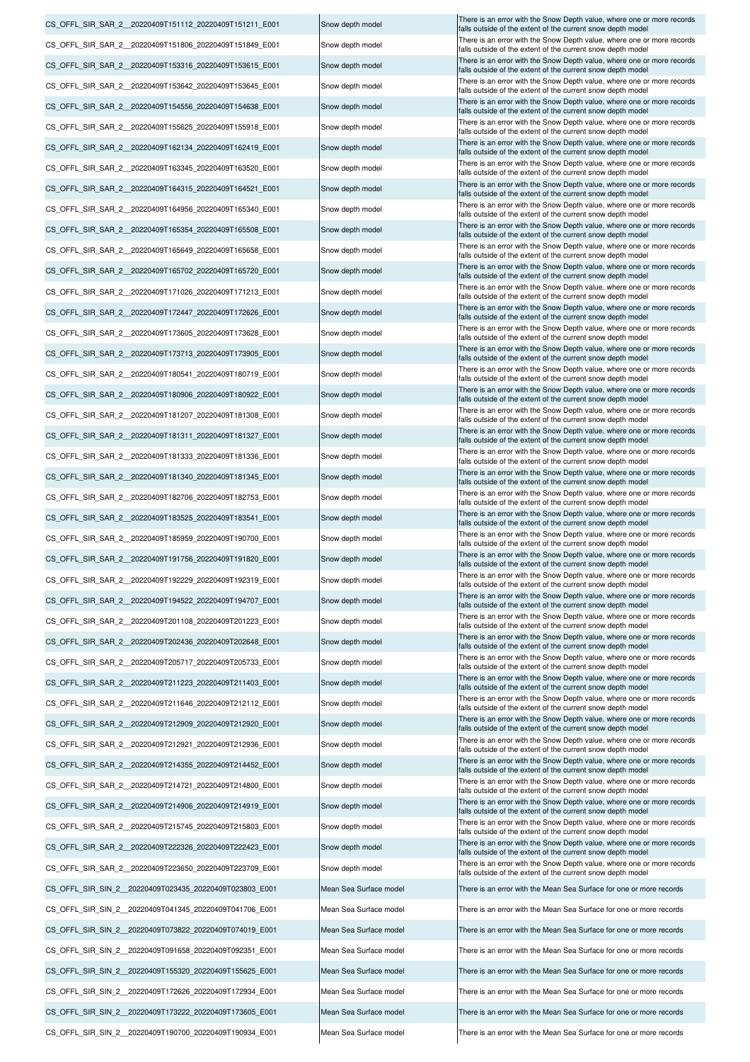| CS_OFFL_SIR_SAR_2__20220409T151112_20220409T151211_E001 | Snow depth model | There is an error with the Snow Depth value, where one or more records falls outside of the extent of the snow depth model |
|---|---|---|
| CS_OFFL_SIR_SAR_2__20220409T151806_20220409T151849_E001 | Snow depth model | There is an error with the Snow Depth value, where one or more records falls outside of the extent of the current snow depth model |
| CS_OFFL_SIR_SAR_2__20220409T153316_20220409T153615_E001 | Snow depth model | There is an error with the Snow Depth value, where one or more records falls outside of the extent of the current snow depth model |
| CS_OFFL_SIR_SAR_2__20220409T153642_20220409T153645_E001 | Snow depth model | There is an error with the Snow Depth value, where one or more records falls outside of the extent of the current snow depth model |
| CS_OFFL_SIR_SAR_2__20220409T154556_20220409T154638_E001 | Snow depth model | There is an error with the Snow Depth value, where one or more records falls outside of the extent of the current snow depth model |
| CS_OFFL_SIR_SAR_2__20220409T155625_20220409T155918_E001 | Snow depth model | There is an error with the Snow Depth value, where one or more records falls outside of the extent of the current snow depth model |
| CS_OFFL_SIR_SAR_2__20220409T162134_20220409T162419_E001 | Snow depth model | There is an error with the Snow Depth value, where one or more records falls outside of the extent of the current snow depth model |
| CS_OFFL_SIR_SAR_2__20220409T163345_20220409T163520_E001 | Snow depth model | There is an error with the Snow Depth value, where one or more records falls outside of the extent of the current snow depth model |
| CS_OFFL_SIR_SAR_2__20220409T164315_20220409T164521_E001 | Snow depth model | There is an error with the Snow Depth value, where one or more records falls outside of the extent of the current snow depth model |
| CS_OFFL_SIR_SAR_2__20220409T164956_20220409T165340_E001 | Snow depth model | There is an error with the Snow Depth value, where one or more records falls outside of the extent of the current snow depth model |
| CS_OFFL_SIR_SAR_2__20220409T165354_20220409T165508_E001 | Snow depth model | There is an error with the Snow Depth value, where one or more records falls outside of the extent of the current snow depth model |
| CS_OFFL_SIR_SAR_2__20220409T165649_20220409T165658_E001 | Snow depth model | There is an error with the Snow Depth value, where one or more records falls outside of the extent of the current snow depth model |
| CS_OFFL_SIR_SAR_2__20220409T165702_20220409T165720_E001 | Snow depth model | There is an error with the Snow Depth value, where one or more records falls outside of the extent of the current snow depth model |
| CS_OFFL_SIR_SAR_2__20220409T171026_20220409T171213_E001 | Snow depth model | There is an error with the Snow Depth value, where one or more records falls outside of the extent of the current snow depth model |
| CS_OFFL_SIR_SAR_2__20220409T172447_20220409T172626_E001 | Snow depth model | There is an error with the Snow Depth value, where one or more records falls outside of the extent of the current snow depth model |
| CS_OFFL_SIR_SAR_2__20220409T173605_20220409T173628_E001 | Snow depth model | There is an error with the Snow Depth value, where one or more records falls outside of the extent of the current snow depth model |
| CS_OFFL_SIR_SAR_2__20220409T173713_20220409T173905_E001 | Snow depth model | There is an error with the Snow Depth value, where one or more records falls outside of the extent of the current snow depth model |
| CS_OFFL_SIR_SAR_2__20220409T180541_20220409T180719_E001 | Snow depth model | There is an error with the Snow Depth value, where one or more records falls outside of the extent of the current snow depth model |
| CS_OFFL_SIR_SAR_2__20220409T180906_20220409T180922_E001 | Snow depth model | There is an error with the Snow Depth value, where one or more records falls outside of the extent of the current snow depth model |
| CS_OFFL_SIR_SAR_2__20220409T181207_20220409T181308_E001 | Snow depth model | There is an error with the Snow Depth value, where one or more records falls outside of the extent of the current snow depth model |
| CS_OFFL_SIR_SAR_2__20220409T181311_20220409T181327_E001 | Snow depth model | There is an error with the Snow Depth value, where one or more records falls outside of the extent of the current snow depth model |
| CS_OFFL_SIR_SAR_2__20220409T181333_20220409T181336_E001 | Snow depth model | There is an error with the Snow Depth value, where one or more records falls outside of the extent of the current snow depth model |
| CS_OFFL_SIR_SAR_2__20220409T181340_20220409T181345_E001 | Snow depth model | There is an error with the Snow Depth value, where one or more records falls outside of the extent of the current snow depth model |
| CS_OFFL_SIR_SAR_2__20220409T182706_20220409T182753_E001 | Snow depth model | There is an error with the Snow Depth value, where one or more records falls outside of the extent of the current snow depth model |
| CS_OFFL_SIR_SAR_2__20220409T183525_20220409T183541_E001 | Snow depth model | There is an error with the Snow Depth value, where one or more records falls outside of the extent of the current snow depth model |
| CS_OFFL_SIR_SAR_2__20220409T185959_20220409T190700_E001 | Snow depth model | There is an error with the Snow Depth value, where one or more records falls outside of the extent of the current snow depth model |
| CS_OFFL_SIR_SAR_2__20220409T191756_20220409T191820_E001 | Snow depth model | There is an error with the Snow Depth value, where one or more records falls outside of the extent of the current snow depth model |
| CS_OFFL_SIR_SAR_2__20220409T192229_20220409T192319_E001 | Snow depth model | There is an error with the Snow Depth value, where one or more records falls outside of the extent of the current snow depth model |
| CS_OFFL_SIR_SAR_2__20220409T194522_20220409T194707_E001 | Snow depth model | There is an error with the Snow Depth value, where one or more records falls outside of the extent of the current snow depth model |
| CS_OFFL_SIR_SAR_2__20220409T201108_20220409T201223_E001 | Snow depth model | There is an error with the Snow Depth value, where one or more records falls outside of the extent of the current snow depth model |
| CS_OFFL_SIR_SAR_2__20220409T202436_20220409T202648_E001 | Snow depth model | There is an error with the Snow Depth value, where one or more records falls outside of the extent of the current snow depth model |
| CS_OFFL_SIR_SAR_2__20220409T205717_20220409T205733_E001 | Snow depth model | There is an error with the Snow Depth value, where one or more records falls outside of the extent of the current snow depth model |
| CS_OFFL_SIR_SAR_2__20220409T211223_20220409T211403_E001 | Snow depth model | There is an error with the Snow Depth value, where one or more records falls outside of the extent of the current snow depth model |
| CS_OFFL_SIR_SAR_2__20220409T211646_20220409T212112_E001 | Snow depth model | There is an error with the Snow Depth value, where one or more records falls outside of the extent of the current snow depth model |
| CS_OFFL_SIR_SAR_2__20220409T212909_20220409T212920_E001 | Snow depth model | There is an error with the Snow Depth value, where one or more records falls outside of the extent of the current snow depth model |
| CS_OFFL_SIR_SAR_2__20220409T212921_20220409T212936_E001 | Snow depth model | There is an error with the Snow Depth value, where one or more records falls outside of the extent of the current snow depth model |
| CS_OFFL_SIR_SAR_2__20220409T214355_20220409T214452_E001 | Snow depth model | There is an error with the Snow Depth value, where one or more records falls outside of the extent of the current snow depth model |
| CS_OFFL_SIR_SAR_2__20220409T214721_20220409T214800_E001 | Snow depth model | There is an error with the Snow Depth value, where one or more records falls outside of the extent of the current snow depth model |
| CS_OFFL_SIR_SAR_2__20220409T214906_20220409T214919_E001 | Snow depth model | There is an error with the Snow Depth value, where one or more records falls outside of the extent of the current snow depth model |
| CS_OFFL_SIR_SAR_2__20220409T215745_20220409T215803_E001 | Snow depth model | There is an error with the Snow Depth value, where one or more records falls outside of the extent of the current snow depth model |
| CS_OFFL_SIR_SAR_2__20220409T222326_20220409T222423_E001 | Snow depth model | There is an error with the Snow Depth value, where one or more records falls outside of the extent of the current snow depth model |
| CS_OFFL_SIR_SAR_2__20220409T223650_20220409T223709_E001 | Snow depth model | There is an error with the Snow Depth value, where one or more records falls outside of the extent of the current snow depth model |
| CS_OFFL_SIR_SIN_2__20220409T023435_20220409T023803_E001 | Mean Sea Surface model | There is an error with the Mean Sea Surface for one or more records |
| CS_OFFL_SIR_SIN_2__20220409T041345_20220409T041706_E001 | Mean Sea Surface model | There is an error with the Mean Sea Surface for one or more records |
| CS_OFFL_SIR_SIN_2__20220409T073822_20220409T074019_E001 | Mean Sea Surface model | There is an error with the Mean Sea Surface for one or more records |
| CS_OFFL_SIR_SIN_2__20220409T091658_20220409T092351_E001 | Mean Sea Surface model | There is an error with the Mean Sea Surface for one or more records |
| CS_OFFL_SIR_SIN_2__20220409T155320_20220409T155625_E001 | Mean Sea Surface model | There is an error with the Mean Sea Surface for one or more records |
| CS_OFFL_SIR_SIN_2__20220409T172626_20220409T172934_E001 | Mean Sea Surface model | There is an error with the Mean Sea Surface for one or more records |
| CS_OFFL_SIR_SIN_2__20220409T173222_20220409T173605_E001 | Mean Sea Surface model | There is an error with the Mean Sea Surface for one or more records |
| CS_OFFL_SIR_SIN_2__20220409T190700_20220409T190934_E001 | Mean Sea Surface model | There is an error with the Mean Sea Surface for one or more records |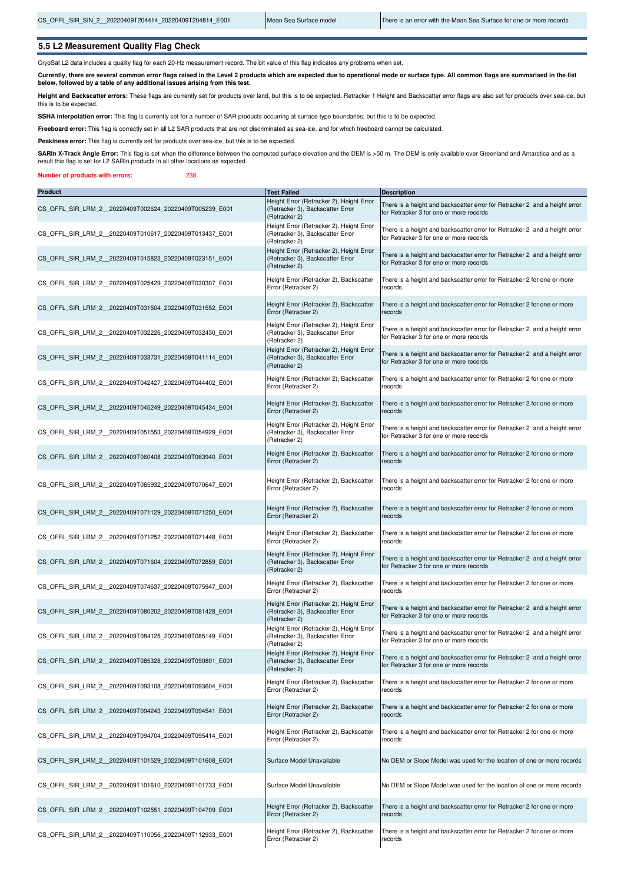| | | |
|---|---|---|
| CS_OFFL_SIR_SIN_2__20220409T204414_20220409T204814_E001 | Mean Sea Surface model | There is an error with the Mean Sea Surface for one or more records |

## 5.5 L2 Measurement Quality Flag Check

CryoSat L2 data includes a quality flag for each 20-Hz measurement record. The bit value of this flag indicates any problems when set.

**Currently, there are several common error flags raised in the Level 2 products which are expected due to operational mode or surface type. All common flags are summarised in the list below, followed by a table of any additional issues arising from this test.**

**Height and Backscatter errors:** These flags are currently set for products over land, but this is to be expected. Retracker 1 Height and Backscatter error flags are also set for products over sea-ice, but this is to be expected.

**SSHA interpolation error:** This flag is currently set for a number of SAR products occurring at surface type boundaries, but this is to be expected.

**Freeboard error:** This flag is correctly set in all L2 SAR products that are not discriminated as sea-ice, and for which freeboard cannot be calculated.

**Peakiness error:** This flag is currently set for products over sea-ice, but this is to be expected.

**SARIn X-Track Angle Error:** This flag is set when the difference between the computed surface elevation and the DEM is >50 m. The DEM is only available over Greenland and Antarctica and as a result this flag is set for L2 SARIn products in all other locations as expected.

**Number of products with errors:** 238

| Product | Test Failed | Description |
|---|---|---|
| CS_OFFL_SIR_LRM_2__20220409T002624_20220409T005239_E001 | Height Error (Retracker 2), Height Error (Retracker 3), Backscatter Error (Retracker 2) | There is a height and backscatter error for Retracker 2 and a height error for Retracker 3 for one or more records |
| CS_OFFL_SIR_LRM_2__20220409T010617_20220409T013437_E001 | Height Error (Retracker 2), Height Error (Retracker 3), Backscatter Error (Retracker 2) | There is a height and backscatter error for Retracker 2 and a height error for Retracker 3 for one or more records |
| CS_OFFL_SIR_LRM_2__20220409T015823_20220409T023151_E001 | Height Error (Retracker 2), Height Error (Retracker 3), Backscatter Error (Retracker 2) | There is a height and backscatter error for Retracker 2 and a height error for Retracker 3 for one or more records |
| CS_OFFL_SIR_LRM_2__20220409T025429_20220409T030307_E001 | Height Error (Retracker 2), Backscatter Error (Retracker 2) | There is a height and backscatter error for Retracker 2 for one or more records |
| CS_OFFL_SIR_LRM_2__20220409T031504_20220409T031552_E001 | Height Error (Retracker 2), Backscatter Error (Retracker 2) | There is a height and backscatter error for Retracker 2 for one or more records |
| CS_OFFL_SIR_LRM_2__20220409T032226_20220409T032430_E001 | Height Error (Retracker 2), Height Error (Retracker 3), Backscatter Error (Retracker 2) | There is a height and backscatter error for Retracker 2 and a height error for Retracker 3 for one or more records |
| CS_OFFL_SIR_LRM_2__20220409T033731_20220409T041114_E001 | Height Error (Retracker 2), Height Error (Retracker 3), Backscatter Error (Retracker 2) | There is a height and backscatter error for Retracker 2 and a height error for Retracker 3 for one or more records |
| CS_OFFL_SIR_LRM_2__20220409T042427_20220409T044402_E001 | Height Error (Retracker 2), Backscatter Error (Retracker 2) | There is a height and backscatter error for Retracker 2 for one or more records |
| CS_OFFL_SIR_LRM_2__20220409T045249_20220409T045434_E001 | Height Error (Retracker 2), Backscatter Error (Retracker 2) | There is a height and backscatter error for Retracker 2 for one or more records |
| CS_OFFL_SIR_LRM_2__20220409T051553_20220409T054929_E001 | Height Error (Retracker 2), Height Error (Retracker 3), Backscatter Error (Retracker 2) | There is a height and backscatter error for Retracker 2 and a height error for Retracker 3 for one or more records |
| CS_OFFL_SIR_LRM_2__20220409T060408_20220409T063940_E001 | Height Error (Retracker 2), Backscatter Error (Retracker 2) | There is a height and backscatter error for Retracker 2 for one or more records |
| CS_OFFL_SIR_LRM_2__20220409T065932_20220409T070647_E001 | Height Error (Retracker 2), Backscatter Error (Retracker 2) | There is a height and backscatter error for Retracker 2 for one or more records |
| CS_OFFL_SIR_LRM_2__20220409T071129_20220409T071250_E001 | Height Error (Retracker 2), Backscatter Error (Retracker 2) | There is a height and backscatter error for Retracker 2 for one or more records |
| CS_OFFL_SIR_LRM_2__20220409T071252_20220409T071448_E001 | Height Error (Retracker 2), Backscatter Error (Retracker 2) | There is a height and backscatter error for Retracker 2 for one or more records |
| CS_OFFL_SIR_LRM_2__20220409T071604_20220409T072859_E001 | Height Error (Retracker 2), Height Error (Retracker 3), Backscatter Error (Retracker 2) | There is a height and backscatter error for Retracker 2 and a height error for Retracker 3 for one or more records |
| CS_OFFL_SIR_LRM_2__20220409T074637_20220409T075947_E001 | Height Error (Retracker 2), Backscatter Error (Retracker 2) | There is a height and backscatter error for Retracker 2 for one or more records |
| CS_OFFL_SIR_LRM_2__20220409T080202_20220409T081428_E001 | Height Error (Retracker 2), Height Error (Retracker 3), Backscatter Error (Retracker 2) | There is a height and backscatter error for Retracker 2 and a height error for Retracker 3 for one or more records |
| CS_OFFL_SIR_LRM_2__20220409T084125_20220409T085149_E001 | Height Error (Retracker 2), Height Error (Retracker 3), Backscatter Error (Retracker 2) | There is a height and backscatter error for Retracker 2 and a height error for Retracker 3 for one or more records |
| CS_OFFL_SIR_LRM_2__20220409T085328_20220409T090801_E001 | Height Error (Retracker 2), Height Error (Retracker 3), Backscatter Error (Retracker 2) | There is a height and backscatter error for Retracker 2 and a height error for Retracker 3 for one or more records |
| CS_OFFL_SIR_LRM_2__20220409T093108_20220409T093604_E001 | Height Error (Retracker 2), Backscatter Error (Retracker 2) | There is a height and backscatter error for Retracker 2 for one or more records |
| CS_OFFL_SIR_LRM_2__20220409T094243_20220409T094541_E001 | Height Error (Retracker 2), Backscatter Error (Retracker 2) | There is a height and backscatter error for Retracker 2 for one or more records |
| CS_OFFL_SIR_LRM_2__20220409T094704_20220409T095414_E001 | Height Error (Retracker 2), Backscatter Error (Retracker 2) | There is a height and backscatter error for Retracker 2 for one or more records |
| CS_OFFL_SIR_LRM_2__20220409T101529_20220409T101608_E001 | Surface Model Unavailable | No DEM or Slope Model was used for the location of one or more records |
| CS_OFFL_SIR_LRM_2__20220409T101610_20220409T101733_E001 | Surface Model Unavailable | No DEM or Slope Model was used for the location of one or more records |
| CS_OFFL_SIR_LRM_2__20220409T102551_20220409T104709_E001 | Height Error (Retracker 2), Backscatter Error (Retracker 2) | There is a height and backscatter error for Retracker 2 for one or more records |
| CS_OFFL_SIR_LRM_2__20220409T110056_20220409T112933_E001 | Height Error (Retracker 2), Backscatter Error (Retracker 2) | There is a height and backscatter error for Retracker 2 for one or more records |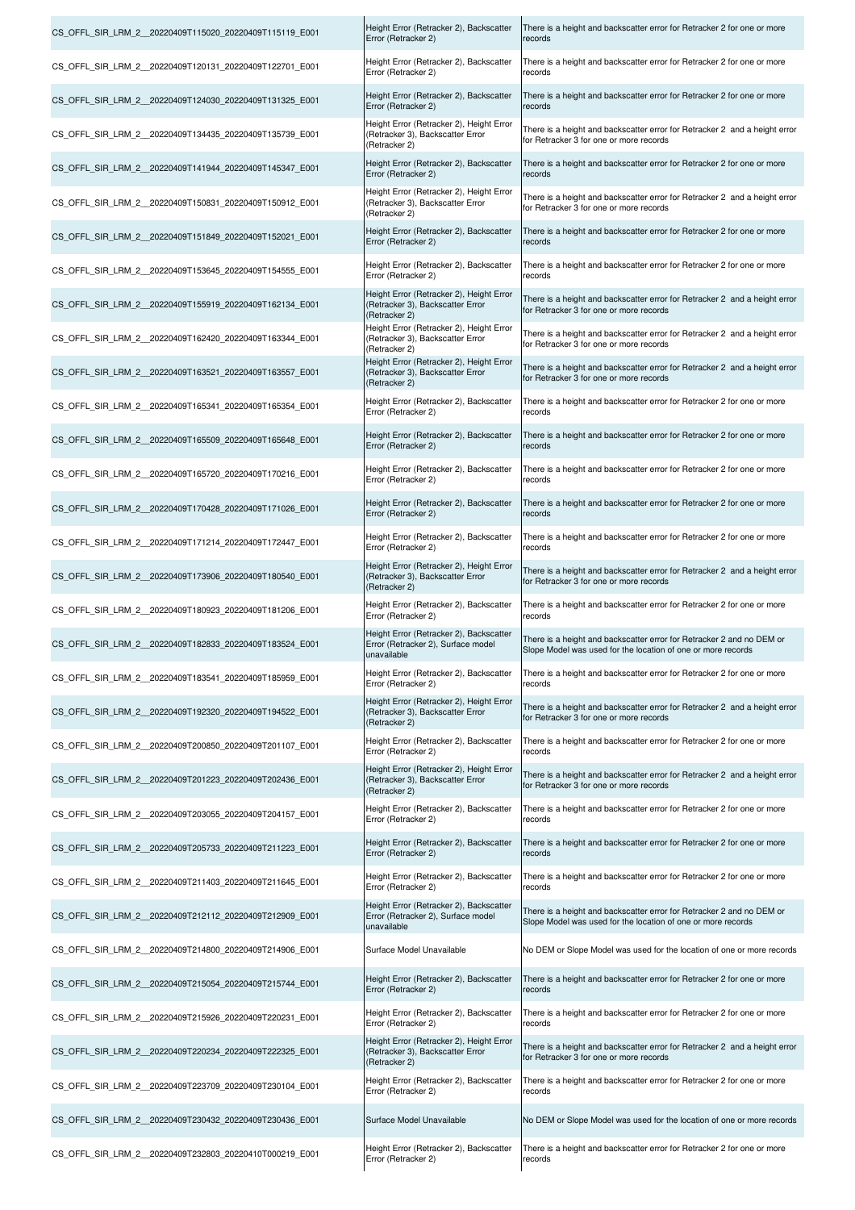| | | |
|---|---|---|
| CS_OFFL_SIR_LRM_2__20220409T115020_20220409T115119_E001 | Height Error (Retracker 2), Backscatter Error (Retracker 2) | There is a height and backscatter error for Retracker 2 for one or more records |
| CS_OFFL_SIR_LRM_2__20220409T120131_20220409T122701_E001 | Height Error (Retracker 2), Backscatter Error (Retracker 2) | There is a height and backscatter error for Retracker 2 for one or more records |
| CS_OFFL_SIR_LRM_2__20220409T124030_20220409T131325_E001 | Height Error (Retracker 2), Backscatter Error (Retracker 2) | There is a height and backscatter error for Retracker 2 for one or more records |
| CS_OFFL_SIR_LRM_2__20220409T134435_20220409T135739_E001 | Height Error (Retracker 2), Height Error (Retracker 3), Backscatter Error (Retracker 2) | There is a height and backscatter error for Retracker 2 and a height error for Retracker 3 for one or more records |
| CS_OFFL_SIR_LRM_2__20220409T141944_20220409T145347_E001 | Height Error (Retracker 2), Backscatter Error (Retracker 2) | There is a height and backscatter error for Retracker 2 for one or more records |
| CS_OFFL_SIR_LRM_2__20220409T150831_20220409T150912_E001 | Height Error (Retracker 2), Height Error (Retracker 3), Backscatter Error (Retracker 2) | There is a height and backscatter error for Retracker 2 and a height error for Retracker 3 for one or more records |
| CS_OFFL_SIR_LRM_2__20220409T151849_20220409T152021_E001 | Height Error (Retracker 2), Backscatter Error (Retracker 2) | There is a height and backscatter error for Retracker 2 for one or more records |
| CS_OFFL_SIR_LRM_2__20220409T153645_20220409T154555_E001 | Height Error (Retracker 2), Backscatter Error (Retracker 2) | There is a height and backscatter error for Retracker 2 for one or more records |
| CS_OFFL_SIR_LRM_2__20220409T155919_20220409T162134_E001 | Height Error (Retracker 2), Height Error (Retracker 3), Backscatter Error (Retracker 2) | There is a height and backscatter error for Retracker 2 and a height error for Retracker 3 for one or more records |
| CS_OFFL_SIR_LRM_2__20220409T162420_20220409T163344_E001 | Height Error (Retracker 2), Height Error (Retracker 3), Backscatter Error (Retracker 2) | There is a height and backscatter error for Retracker 2 and a height error for Retracker 3 for one or more records |
| CS_OFFL_SIR_LRM_2__20220409T163521_20220409T163557_E001 | Height Error (Retracker 2), Height Error (Retracker 3), Backscatter Error (Retracker 2) | There is a height and backscatter error for Retracker 2 and a height error for Retracker 3 for one or more records |
| CS_OFFL_SIR_LRM_2__20220409T165341_20220409T165354_E001 | Height Error (Retracker 2), Backscatter Error (Retracker 2) | There is a height and backscatter error for Retracker 2 for one or more records |
| CS_OFFL_SIR_LRM_2__20220409T165509_20220409T165648_E001 | Height Error (Retracker 2), Backscatter Error (Retracker 2) | There is a height and backscatter error for Retracker 2 for one or more records |
| CS_OFFL_SIR_LRM_2__20220409T165720_20220409T170216_E001 | Height Error (Retracker 2), Backscatter Error (Retracker 2) | There is a height and backscatter error for Retracker 2 for one or more records |
| CS_OFFL_SIR_LRM_2__20220409T170428_20220409T171026_E001 | Height Error (Retracker 2), Backscatter Error (Retracker 2) | There is a height and backscatter error for Retracker 2 for one or more records |
| CS_OFFL_SIR_LRM_2__20220409T171214_20220409T172447_E001 | Height Error (Retracker 2), Backscatter Error (Retracker 2) | There is a height and backscatter error for Retracker 2 for one or more records |
| CS_OFFL_SIR_LRM_2__20220409T173906_20220409T180540_E001 | Height Error (Retracker 2), Height Error (Retracker 3), Backscatter Error (Retracker 2) | There is a height and backscatter error for Retracker 2 and a height error for Retracker 3 for one or more records |
| CS_OFFL_SIR_LRM_2__20220409T180923_20220409T181206_E001 | Height Error (Retracker 2), Backscatter Error (Retracker 2) | There is a height and backscatter error for Retracker 2 for one or more records |
| CS_OFFL_SIR_LRM_2__20220409T182833_20220409T183524_E001 | Height Error (Retracker 2), Backscatter Error (Retracker 2), Surface model unavailable | There is a height and backscatter error for Retracker 2 and no DEM or Slope Model was used for the location of one or more records |
| CS_OFFL_SIR_LRM_2__20220409T183541_20220409T185959_E001 | Height Error (Retracker 2), Backscatter Error (Retracker 2) | There is a height and backscatter error for Retracker 2 for one or more records |
| CS_OFFL_SIR_LRM_2__20220409T192320_20220409T194522_E001 | Height Error (Retracker 2), Height Error (Retracker 3), Backscatter Error (Retracker 2) | There is a height and backscatter error for Retracker 2 and a height error for Retracker 3 for one or more records |
| CS_OFFL_SIR_LRM_2__20220409T200850_20220409T201107_E001 | Height Error (Retracker 2), Backscatter Error (Retracker 2) | There is a height and backscatter error for Retracker 2 for one or more records |
| CS_OFFL_SIR_LRM_2__20220409T201223_20220409T202436_E001 | Height Error (Retracker 2), Height Error (Retracker 3), Backscatter Error (Retracker 2) | There is a height and backscatter error for Retracker 2 and a height error for Retracker 3 for one or more records |
| CS_OFFL_SIR_LRM_2__20220409T203055_20220409T204157_E001 | Height Error (Retracker 2), Backscatter Error (Retracker 2) | There is a height and backscatter error for Retracker 2 for one or more records |
| CS_OFFL_SIR_LRM_2__20220409T205733_20220409T211223_E001 | Height Error (Retracker 2), Backscatter Error (Retracker 2) | There is a height and backscatter error for Retracker 2 for one or more records |
| CS_OFFL_SIR_LRM_2__20220409T211403_20220409T211645_E001 | Height Error (Retracker 2), Backscatter Error (Retracker 2) | There is a height and backscatter error for Retracker 2 for one or more records |
| CS_OFFL_SIR_LRM_2__20220409T212112_20220409T212909_E001 | Height Error (Retracker 2), Backscatter Error (Retracker 2), Surface model unavailable | There is a height and backscatter error for Retracker 2 and no DEM or Slope Model was used for the location of one or more records |
| CS_OFFL_SIR_LRM_2__20220409T214800_20220409T214906_E001 | Surface Model Unavailable | No DEM or Slope Model was used for the location of one or more records |
| CS_OFFL_SIR_LRM_2__20220409T215054_20220409T215744_E001 | Height Error (Retracker 2), Backscatter Error (Retracker 2) | There is a height and backscatter error for Retracker 2 for one or more records |
| CS_OFFL_SIR_LRM_2__20220409T215926_20220409T220231_E001 | Height Error (Retracker 2), Backscatter Error (Retracker 2) | There is a height and backscatter error for Retracker 2 for one or more records |
| CS_OFFL_SIR_LRM_2__20220409T220234_20220409T222325_E001 | Height Error (Retracker 2), Height Error (Retracker 3), Backscatter Error (Retracker 2) | There is a height and backscatter error for Retracker 2 and a height error for Retracker 3 for one or more records |
| CS_OFFL_SIR_LRM_2__20220409T223709_20220409T230104_E001 | Height Error (Retracker 2), Backscatter Error (Retracker 2) | There is a height and backscatter error for Retracker 2 for one or more records |
| CS_OFFL_SIR_LRM_2__20220409T230432_20220409T230436_E001 | Surface Model Unavailable | No DEM or Slope Model was used for the location of one or more records |
| CS_OFFL_SIR_LRM_2__20220409T232803_20220410T000219_E001 | Height Error (Retracker 2), Backscatter Error (Retracker 2) | There is a height and backscatter error for Retracker 2 for one or more records |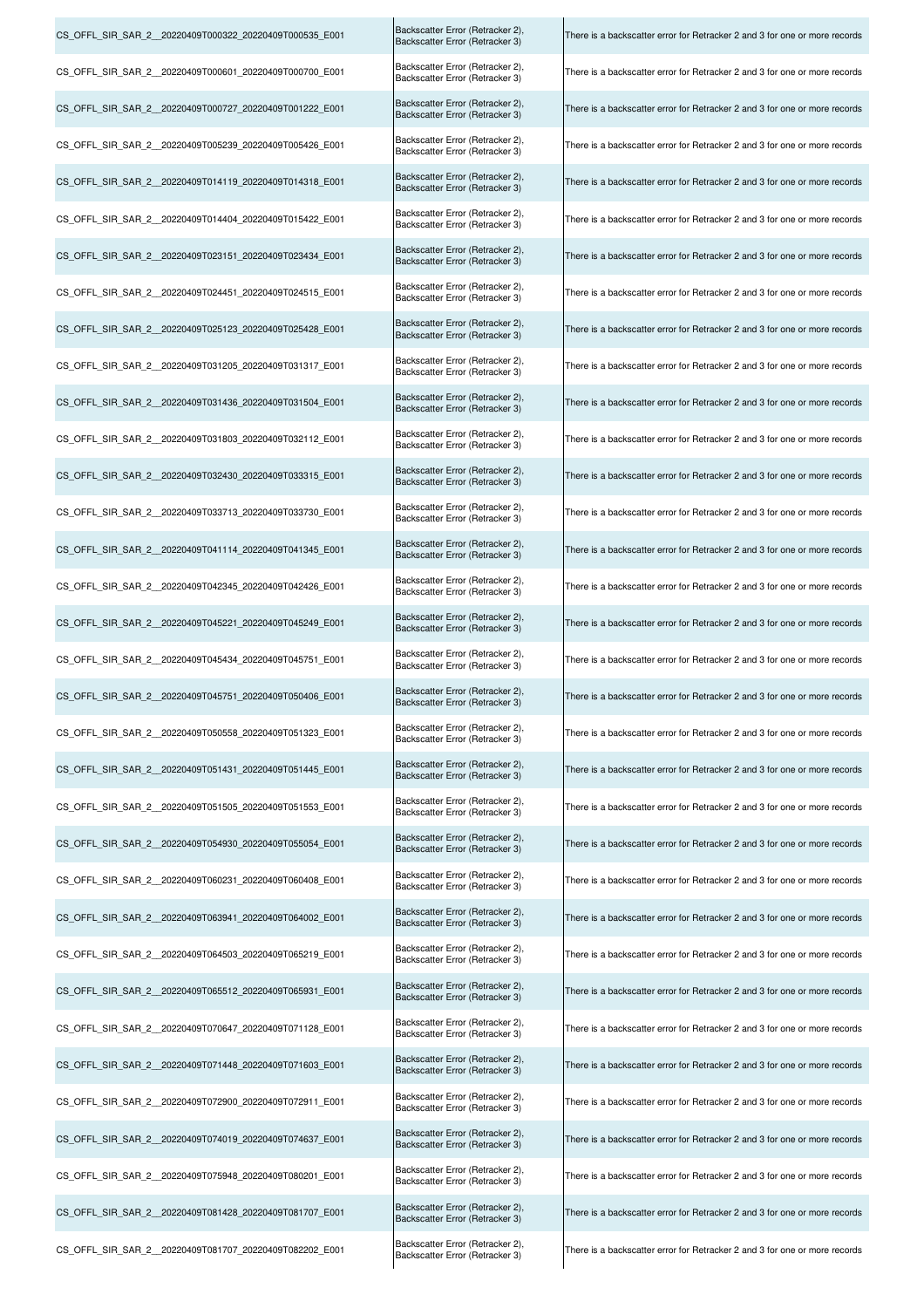| | | |
|---|---|---|
| CS_OFFL_SIR_SAR_2__20220409T000322_20220409T000535_E001 | Backscatter Error (Retracker 2), Backscatter Error (Retracker 3) | There is a backscatter error for Retracker 2 and 3 for one or more records |
| CS_OFFL_SIR_SAR_2__20220409T000601_20220409T000700_E001 | Backscatter Error (Retracker 2), Backscatter Error (Retracker 3) | There is a backscatter error for Retracker 2 and 3 for one or more records |
| CS_OFFL_SIR_SAR_2__20220409T000727_20220409T001222_E001 | Backscatter Error (Retracker 2), Backscatter Error (Retracker 3) | There is a backscatter error for Retracker 2 and 3 for one or more records |
| CS_OFFL_SIR_SAR_2__20220409T005239_20220409T005426_E001 | Backscatter Error (Retracker 2), Backscatter Error (Retracker 3) | There is a backscatter error for Retracker 2 and 3 for one or more records |
| CS_OFFL_SIR_SAR_2__20220409T014119_20220409T014318_E001 | Backscatter Error (Retracker 2), Backscatter Error (Retracker 3) | There is a backscatter error for Retracker 2 and 3 for one or more records |
| CS_OFFL_SIR_SAR_2__20220409T014404_20220409T015422_E001 | Backscatter Error (Retracker 2), Backscatter Error (Retracker 3) | There is a backscatter error for Retracker 2 and 3 for one or more records |
| CS_OFFL_SIR_SAR_2__20220409T023151_20220409T023434_E001 | Backscatter Error (Retracker 2), Backscatter Error (Retracker 3) | There is a backscatter error for Retracker 2 and 3 for one or more records |
| CS_OFFL_SIR_SAR_2__20220409T024451_20220409T024515_E001 | Backscatter Error (Retracker 2), Backscatter Error (Retracker 3) | There is a backscatter error for Retracker 2 and 3 for one or more records |
| CS_OFFL_SIR_SAR_2__20220409T025123_20220409T025428_E001 | Backscatter Error (Retracker 2), Backscatter Error (Retracker 3) | There is a backscatter error for Retracker 2 and 3 for one or more records |
| CS_OFFL_SIR_SAR_2__20220409T031205_20220409T031317_E001 | Backscatter Error (Retracker 2), Backscatter Error (Retracker 3) | There is a backscatter error for Retracker 2 and 3 for one or more records |
| CS_OFFL_SIR_SAR_2__20220409T031436_20220409T031504_E001 | Backscatter Error (Retracker 2), Backscatter Error (Retracker 3) | There is a backscatter error for Retracker 2 and 3 for one or more records |
| CS_OFFL_SIR_SAR_2__20220409T031803_20220409T032112_E001 | Backscatter Error (Retracker 2), Backscatter Error (Retracker 3) | There is a backscatter error for Retracker 2 and 3 for one or more records |
| CS_OFFL_SIR_SAR_2__20220409T032430_20220409T033315_E001 | Backscatter Error (Retracker 2), Backscatter Error (Retracker 3) | There is a backscatter error for Retracker 2 and 3 for one or more records |
| CS_OFFL_SIR_SAR_2__20220409T033713_20220409T033730_E001 | Backscatter Error (Retracker 2), Backscatter Error (Retracker 3) | There is a backscatter error for Retracker 2 and 3 for one or more records |
| CS_OFFL_SIR_SAR_2__20220409T041114_20220409T041345_E001 | Backscatter Error (Retracker 2), Backscatter Error (Retracker 3) | There is a backscatter error for Retracker 2 and 3 for one or more records |
| CS_OFFL_SIR_SAR_2__20220409T042345_20220409T042426_E001 | Backscatter Error (Retracker 2), Backscatter Error (Retracker 3) | There is a backscatter error for Retracker 2 and 3 for one or more records |
| CS_OFFL_SIR_SAR_2__20220409T045221_20220409T045249_E001 | Backscatter Error (Retracker 2), Backscatter Error (Retracker 3) | There is a backscatter error for Retracker 2 and 3 for one or more records |
| CS_OFFL_SIR_SAR_2__20220409T045434_20220409T045751_E001 | Backscatter Error (Retracker 2), Backscatter Error (Retracker 3) | There is a backscatter error for Retracker 2 and 3 for one or more records |
| CS_OFFL_SIR_SAR_2__20220409T045751_20220409T050406_E001 | Backscatter Error (Retracker 2), Backscatter Error (Retracker 3) | There is a backscatter error for Retracker 2 and 3 for one or more records |
| CS_OFFL_SIR_SAR_2__20220409T050558_20220409T051323_E001 | Backscatter Error (Retracker 2), Backscatter Error (Retracker 3) | There is a backscatter error for Retracker 2 and 3 for one or more records |
| CS_OFFL_SIR_SAR_2__20220409T051431_20220409T051445_E001 | Backscatter Error (Retracker 2), Backscatter Error (Retracker 3) | There is a backscatter error for Retracker 2 and 3 for one or more records |
| CS_OFFL_SIR_SAR_2__20220409T051505_20220409T051553_E001 | Backscatter Error (Retracker 2), Backscatter Error (Retracker 3) | There is a backscatter error for Retracker 2 and 3 for one or more records |
| CS_OFFL_SIR_SAR_2__20220409T054930_20220409T055054_E001 | Backscatter Error (Retracker 2), Backscatter Error (Retracker 3) | There is a backscatter error for Retracker 2 and 3 for one or more records |
| CS_OFFL_SIR_SAR_2__20220409T060231_20220409T060408_E001 | Backscatter Error (Retracker 2), Backscatter Error (Retracker 3) | There is a backscatter error for Retracker 2 and 3 for one or more records |
| CS_OFFL_SIR_SAR_2__20220409T063941_20220409T064002_E001 | Backscatter Error (Retracker 2), Backscatter Error (Retracker 3) | There is a backscatter error for Retracker 2 and 3 for one or more records |
| CS_OFFL_SIR_SAR_2__20220409T064503_20220409T065219_E001 | Backscatter Error (Retracker 2), Backscatter Error (Retracker 3) | There is a backscatter error for Retracker 2 and 3 for one or more records |
| CS_OFFL_SIR_SAR_2__20220409T065512_20220409T065931_E001 | Backscatter Error (Retracker 2), Backscatter Error (Retracker 3) | There is a backscatter error for Retracker 2 and 3 for one or more records |
| CS_OFFL_SIR_SAR_2__20220409T070647_20220409T071128_E001 | Backscatter Error (Retracker 2), Backscatter Error (Retracker 3) | There is a backscatter error for Retracker 2 and 3 for one or more records |
| CS_OFFL_SIR_SAR_2__20220409T071448_20220409T071603_E001 | Backscatter Error (Retracker 2), Backscatter Error (Retracker 3) | There is a backscatter error for Retracker 2 and 3 for one or more records |
| CS_OFFL_SIR_SAR_2__20220409T072900_20220409T072911_E001 | Backscatter Error (Retracker 2), Backscatter Error (Retracker 3) | There is a backscatter error for Retracker 2 and 3 for one or more records |
| CS_OFFL_SIR_SAR_2__20220409T074019_20220409T074637_E001 | Backscatter Error (Retracker 2), Backscatter Error (Retracker 3) | There is a backscatter error for Retracker 2 and 3 for one or more records |
| CS_OFFL_SIR_SAR_2__20220409T075948_20220409T080201_E001 | Backscatter Error (Retracker 2), Backscatter Error (Retracker 3) | There is a backscatter error for Retracker 2 and 3 for one or more records |
| CS_OFFL_SIR_SAR_2__20220409T081428_20220409T081707_E001 | Backscatter Error (Retracker 2), Backscatter Error (Retracker 3) | There is a backscatter error for Retracker 2 and 3 for one or more records |
| CS_OFFL_SIR_SAR_2__20220409T081707_20220409T082202_E001 | Backscatter Error (Retracker 2), Backscatter Error (Retracker 3) | There is a backscatter error for Retracker 2 and 3 for one or more records |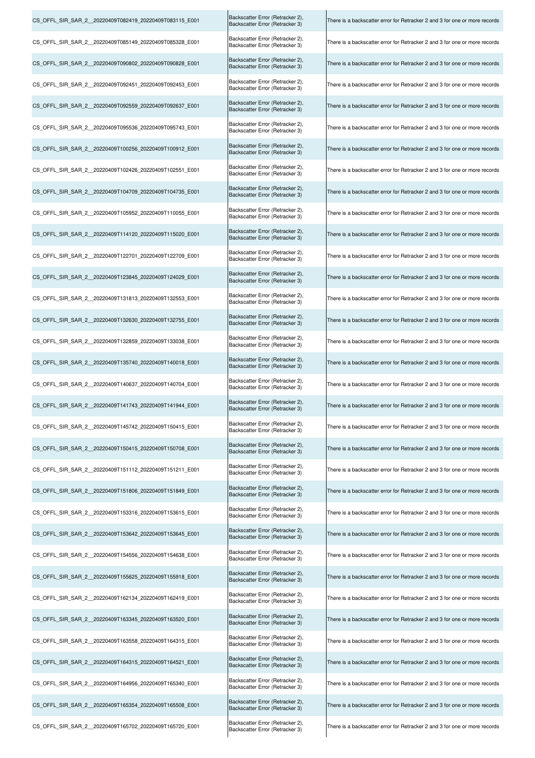| | | |
|---|---|---|
| CS_OFFL_SIR_SAR_2__20220409T082419_20220409T083115_E001 | Backscatter Error (Retracker 2), Backscatter Error (Retracker 3) | There is a backscatter error for Retracker 2 and 3 for one or more records |
| CS_OFFL_SIR_SAR_2__20220409T085149_20220409T085328_E001 | Backscatter Error (Retracker 2), Backscatter Error (Retracker 3) | There is a backscatter error for Retracker 2 and 3 for one or more records |
| CS_OFFL_SIR_SAR_2__20220409T090802_20220409T090828_E001 | Backscatter Error (Retracker 2), Backscatter Error (Retracker 3) | There is a backscatter error for Retracker 2 and 3 for one or more records |
| CS_OFFL_SIR_SAR_2__20220409T092451_20220409T092453_E001 | Backscatter Error (Retracker 2), Backscatter Error (Retracker 3) | There is a backscatter error for Retracker 2 and 3 for one or more records |
| CS_OFFL_SIR_SAR_2__20220409T092559_20220409T092637_E001 | Backscatter Error (Retracker 2), Backscatter Error (Retracker 3) | There is a backscatter error for Retracker 2 and 3 for one or more records |
| CS_OFFL_SIR_SAR_2__20220409T095536_20220409T095743_E001 | Backscatter Error (Retracker 2), Backscatter Error (Retracker 3) | There is a backscatter error for Retracker 2 and 3 for one or more records |
| CS_OFFL_SIR_SAR_2__20220409T100256_20220409T100912_E001 | Backscatter Error (Retracker 2), Backscatter Error (Retracker 3) | There is a backscatter error for Retracker 2 and 3 for one or more records |
| CS_OFFL_SIR_SAR_2__20220409T102426_20220409T102551_E001 | Backscatter Error (Retracker 2), Backscatter Error (Retracker 3) | There is a backscatter error for Retracker 2 and 3 for one or more records |
| CS_OFFL_SIR_SAR_2__20220409T104709_20220409T104735_E001 | Backscatter Error (Retracker 2), Backscatter Error (Retracker 3) | There is a backscatter error for Retracker 2 and 3 for one or more records |
| CS_OFFL_SIR_SAR_2__20220409T105952_20220409T110055_E001 | Backscatter Error (Retracker 2), Backscatter Error (Retracker 3) | There is a backscatter error for Retracker 2 and 3 for one or more records |
| CS_OFFL_SIR_SAR_2__20220409T114120_20220409T115020_E001 | Backscatter Error (Retracker 2), Backscatter Error (Retracker 3) | There is a backscatter error for Retracker 2 and 3 for one or more records |
| CS_OFFL_SIR_SAR_2__20220409T122701_20220409T122709_E001 | Backscatter Error (Retracker 2), Backscatter Error (Retracker 3) | There is a backscatter error for Retracker 2 and 3 for one or more records |
| CS_OFFL_SIR_SAR_2__20220409T123845_20220409T124029_E001 | Backscatter Error (Retracker 2), Backscatter Error (Retracker 3) | There is a backscatter error for Retracker 2 and 3 for one or more records |
| CS_OFFL_SIR_SAR_2__20220409T131813_20220409T132553_E001 | Backscatter Error (Retracker 2), Backscatter Error (Retracker 3) | There is a backscatter error for Retracker 2 and 3 for one or more records |
| CS_OFFL_SIR_SAR_2__20220409T132630_20220409T132755_E001 | Backscatter Error (Retracker 2), Backscatter Error (Retracker 3) | There is a backscatter error for Retracker 2 and 3 for one or more records |
| CS_OFFL_SIR_SAR_2__20220409T132859_20220409T133038_E001 | Backscatter Error (Retracker 2), Backscatter Error (Retracker 3) | There is a backscatter error for Retracker 2 and 3 for one or more records |
| CS_OFFL_SIR_SAR_2__20220409T135740_20220409T140018_E001 | Backscatter Error (Retracker 2), Backscatter Error (Retracker 3) | There is a backscatter error for Retracker 2 and 3 for one or more records |
| CS_OFFL_SIR_SAR_2__20220409T140637_20220409T140704_E001 | Backscatter Error (Retracker 2), Backscatter Error (Retracker 3) | There is a backscatter error for Retracker 2 and 3 for one or more records |
| CS_OFFL_SIR_SAR_2__20220409T141743_20220409T141944_E001 | Backscatter Error (Retracker 2), Backscatter Error (Retracker 3) | There is a backscatter error for Retracker 2 and 3 for one or more records |
| CS_OFFL_SIR_SAR_2__20220409T145742_20220409T150415_E001 | Backscatter Error (Retracker 2), Backscatter Error (Retracker 3) | There is a backscatter error for Retracker 2 and 3 for one or more records |
| CS_OFFL_SIR_SAR_2__20220409T150415_20220409T150708_E001 | Backscatter Error (Retracker 2), Backscatter Error (Retracker 3) | There is a backscatter error for Retracker 2 and 3 for one or more records |
| CS_OFFL_SIR_SAR_2__20220409T151112_20220409T151211_E001 | Backscatter Error (Retracker 2), Backscatter Error (Retracker 3) | There is a backscatter error for Retracker 2 and 3 for one or more records |
| CS_OFFL_SIR_SAR_2__20220409T151806_20220409T151849_E001 | Backscatter Error (Retracker 2), Backscatter Error (Retracker 3) | There is a backscatter error for Retracker 2 and 3 for one or more records |
| CS_OFFL_SIR_SAR_2__20220409T153316_20220409T153615_E001 | Backscatter Error (Retracker 2), Backscatter Error (Retracker 3) | There is a backscatter error for Retracker 2 and 3 for one or more records |
| CS_OFFL_SIR_SAR_2__20220409T153642_20220409T153645_E001 | Backscatter Error (Retracker 2), Backscatter Error (Retracker 3) | There is a backscatter error for Retracker 2 and 3 for one or more records |
| CS_OFFL_SIR_SAR_2__20220409T154556_20220409T154638_E001 | Backscatter Error (Retracker 2), Backscatter Error (Retracker 3) | There is a backscatter error for Retracker 2 and 3 for one or more records |
| CS_OFFL_SIR_SAR_2__20220409T155625_20220409T155918_E001 | Backscatter Error (Retracker 2), Backscatter Error (Retracker 3) | There is a backscatter error for Retracker 2 and 3 for one or more records |
| CS_OFFL_SIR_SAR_2__20220409T162134_20220409T162419_E001 | Backscatter Error (Retracker 2), Backscatter Error (Retracker 3) | There is a backscatter error for Retracker 2 and 3 for one or more records |
| CS_OFFL_SIR_SAR_2__20220409T163345_20220409T163520_E001 | Backscatter Error (Retracker 2), Backscatter Error (Retracker 3) | There is a backscatter error for Retracker 2 and 3 for one or more records |
| CS_OFFL_SIR_SAR_2__20220409T163558_20220409T164315_E001 | Backscatter Error (Retracker 2), Backscatter Error (Retracker 3) | There is a backscatter error for Retracker 2 and 3 for one or more records |
| CS_OFFL_SIR_SAR_2__20220409T164315_20220409T164521_E001 | Backscatter Error (Retracker 2), Backscatter Error (Retracker 3) | There is a backscatter error for Retracker 2 and 3 for one or more records |
| CS_OFFL_SIR_SAR_2__20220409T164956_20220409T165340_E001 | Backscatter Error (Retracker 2), Backscatter Error (Retracker 3) | There is a backscatter error for Retracker 2 and 3 for one or more records |
| CS_OFFL_SIR_SAR_2__20220409T165354_20220409T165508_E001 | Backscatter Error (Retracker 2), Backscatter Error (Retracker 3) | There is a backscatter error for Retracker 2 and 3 for one or more records |
| CS_OFFL_SIR_SAR_2__20220409T165702_20220409T165720_E001 | Backscatter Error (Retracker 2), Backscatter Error (Retracker 3) | There is a backscatter error for Retracker 2 and 3 for one or more records |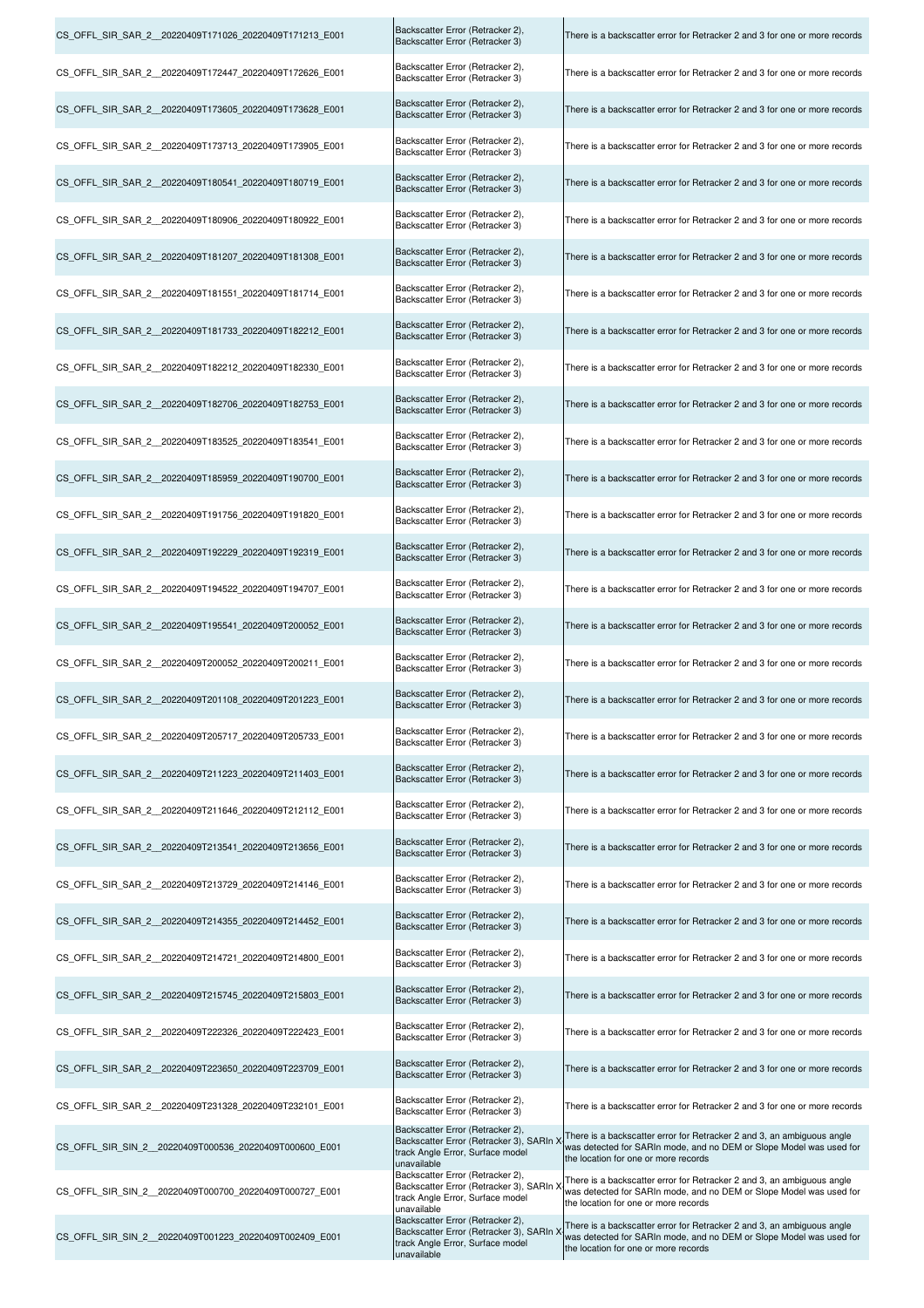| | | |
|---|---|---|
| CS_OFFL_SIR_SAR_2__20220409T171026_20220409T171213_E001 | Backscatter Error (Retracker 2), Backscatter Error (Retracker 3) | There is a backscatter error for Retracker 2 and 3 for one or more records |
| CS_OFFL_SIR_SAR_2__20220409T172447_20220409T172626_E001 | Backscatter Error (Retracker 2), Backscatter Error (Retracker 3) | There is a backscatter error for Retracker 2 and 3 for one or more records |
| CS_OFFL_SIR_SAR_2__20220409T173605_20220409T173628_E001 | Backscatter Error (Retracker 2), Backscatter Error (Retracker 3) | There is a backscatter error for Retracker 2 and 3 for one or more records |
| CS_OFFL_SIR_SAR_2__20220409T173713_20220409T173905_E001 | Backscatter Error (Retracker 2), Backscatter Error (Retracker 3) | There is a backscatter error for Retracker 2 and 3 for one or more records |
| CS_OFFL_SIR_SAR_2__20220409T180541_20220409T180719_E001 | Backscatter Error (Retracker 2), Backscatter Error (Retracker 3) | There is a backscatter error for Retracker 2 and 3 for one or more records |
| CS_OFFL_SIR_SAR_2__20220409T180906_20220409T180922_E001 | Backscatter Error (Retracker 2), Backscatter Error (Retracker 3) | There is a backscatter error for Retracker 2 and 3 for one or more records |
| CS_OFFL_SIR_SAR_2__20220409T181207_20220409T181308_E001 | Backscatter Error (Retracker 2), Backscatter Error (Retracker 3) | There is a backscatter error for Retracker 2 and 3 for one or more records |
| CS_OFFL_SIR_SAR_2__20220409T181551_20220409T181714_E001 | Backscatter Error (Retracker 2), Backscatter Error (Retracker 3) | There is a backscatter error for Retracker 2 and 3 for one or more records |
| CS_OFFL_SIR_SAR_2__20220409T181733_20220409T182212_E001 | Backscatter Error (Retracker 2), Backscatter Error (Retracker 3) | There is a backscatter error for Retracker 2 and 3 for one or more records |
| CS_OFFL_SIR_SAR_2__20220409T182212_20220409T182330_E001 | Backscatter Error (Retracker 2), Backscatter Error (Retracker 3) | There is a backscatter error for Retracker 2 and 3 for one or more records |
| CS_OFFL_SIR_SAR_2__20220409T182706_20220409T182753_E001 | Backscatter Error (Retracker 2), Backscatter Error (Retracker 3) | There is a backscatter error for Retracker 2 and 3 for one or more records |
| CS_OFFL_SIR_SAR_2__20220409T183525_20220409T183541_E001 | Backscatter Error (Retracker 2), Backscatter Error (Retracker 3) | There is a backscatter error for Retracker 2 and 3 for one or more records |
| CS_OFFL_SIR_SAR_2__20220409T185959_20220409T190700_E001 | Backscatter Error (Retracker 2), Backscatter Error (Retracker 3) | There is a backscatter error for Retracker 2 and 3 for one or more records |
| CS_OFFL_SIR_SAR_2__20220409T191756_20220409T191820_E001 | Backscatter Error (Retracker 2), Backscatter Error (Retracker 3) | There is a backscatter error for Retracker 2 and 3 for one or more records |
| CS_OFFL_SIR_SAR_2__20220409T192229_20220409T192319_E001 | Backscatter Error (Retracker 2), Backscatter Error (Retracker 3) | There is a backscatter error for Retracker 2 and 3 for one or more records |
| CS_OFFL_SIR_SAR_2__20220409T194522_20220409T194707_E001 | Backscatter Error (Retracker 2), Backscatter Error (Retracker 3) | There is a backscatter error for Retracker 2 and 3 for one or more records |
| CS_OFFL_SIR_SAR_2__20220409T195541_20220409T200052_E001 | Backscatter Error (Retracker 2), Backscatter Error (Retracker 3) | There is a backscatter error for Retracker 2 and 3 for one or more records |
| CS_OFFL_SIR_SAR_2__20220409T200052_20220409T200211_E001 | Backscatter Error (Retracker 2), Backscatter Error (Retracker 3) | There is a backscatter error for Retracker 2 and 3 for one or more records |
| CS_OFFL_SIR_SAR_2__20220409T201108_20220409T201223_E001 | Backscatter Error (Retracker 2), Backscatter Error (Retracker 3) | There is a backscatter error for Retracker 2 and 3 for one or more records |
| CS_OFFL_SIR_SAR_2__20220409T205717_20220409T205733_E001 | Backscatter Error (Retracker 2), Backscatter Error (Retracker 3) | There is a backscatter error for Retracker 2 and 3 for one or more records |
| CS_OFFL_SIR_SAR_2__20220409T211223_20220409T211403_E001 | Backscatter Error (Retracker 2), Backscatter Error (Retracker 3) | There is a backscatter error for Retracker 2 and 3 for one or more records |
| CS_OFFL_SIR_SAR_2__20220409T211646_20220409T212112_E001 | Backscatter Error (Retracker 2), Backscatter Error (Retracker 3) | There is a backscatter error for Retracker 2 and 3 for one or more records |
| CS_OFFL_SIR_SAR_2__20220409T213541_20220409T213656_E001 | Backscatter Error (Retracker 2), Backscatter Error (Retracker 3) | There is a backscatter error for Retracker 2 and 3 for one or more records |
| CS_OFFL_SIR_SAR_2__20220409T213729_20220409T214146_E001 | Backscatter Error (Retracker 2), Backscatter Error (Retracker 3) | There is a backscatter error for Retracker 2 and 3 for one or more records |
| CS_OFFL_SIR_SAR_2__20220409T214355_20220409T214452_E001 | Backscatter Error (Retracker 2), Backscatter Error (Retracker 3) | There is a backscatter error for Retracker 2 and 3 for one or more records |
| CS_OFFL_SIR_SAR_2__20220409T214721_20220409T214800_E001 | Backscatter Error (Retracker 2), Backscatter Error (Retracker 3) | There is a backscatter error for Retracker 2 and 3 for one or more records |
| CS_OFFL_SIR_SAR_2__20220409T215745_20220409T215803_E001 | Backscatter Error (Retracker 2), Backscatter Error (Retracker 3) | There is a backscatter error for Retracker 2 and 3 for one or more records |
| CS_OFFL_SIR_SAR_2__20220409T222326_20220409T222423_E001 | Backscatter Error (Retracker 2), Backscatter Error (Retracker 3) | There is a backscatter error for Retracker 2 and 3 for one or more records |
| CS_OFFL_SIR_SAR_2__20220409T223650_20220409T223709_E001 | Backscatter Error (Retracker 2), Backscatter Error (Retracker 3) | There is a backscatter error for Retracker 2 and 3 for one or more records |
| CS_OFFL_SIR_SAR_2__20220409T231328_20220409T232101_E001 | Backscatter Error (Retracker 2), Backscatter Error (Retracker 3) | There is a backscatter error for Retracker 2 and 3 for one or more records |
| CS_OFFL_SIR_SIN_2__20220409T000536_20220409T000600_E001 | Backscatter Error (Retracker 2), Backscatter Error (Retracker 3), SARIn X track Angle Error, Surface model unavailable | There is a backscatter error for Retracker 2 and 3, an ambiguous angle was detected for SARIn mode, and no DEM or Slope Model was used for the location for one or more records |
| CS_OFFL_SIR_SIN_2__20220409T000700_20220409T000727_E001 | Backscatter Error (Retracker 2), Backscatter Error (Retracker 3), SARIn X track Angle Error, Surface model unavailable | There is a backscatter error for Retracker 2 and 3, an ambiguous angle was detected for SARIn mode, and no DEM or Slope Model was used for the location for one or more records |
| CS_OFFL_SIR_SIN_2__20220409T001223_20220409T002409_E001 | Backscatter Error (Retracker 2), Backscatter Error (Retracker 3), SARIn X track Angle Error, Surface model unavailable | There is a backscatter error for Retracker 2 and 3, an ambiguous angle was detected for SARIn mode, and no DEM or Slope Model was used for the location for one or more records |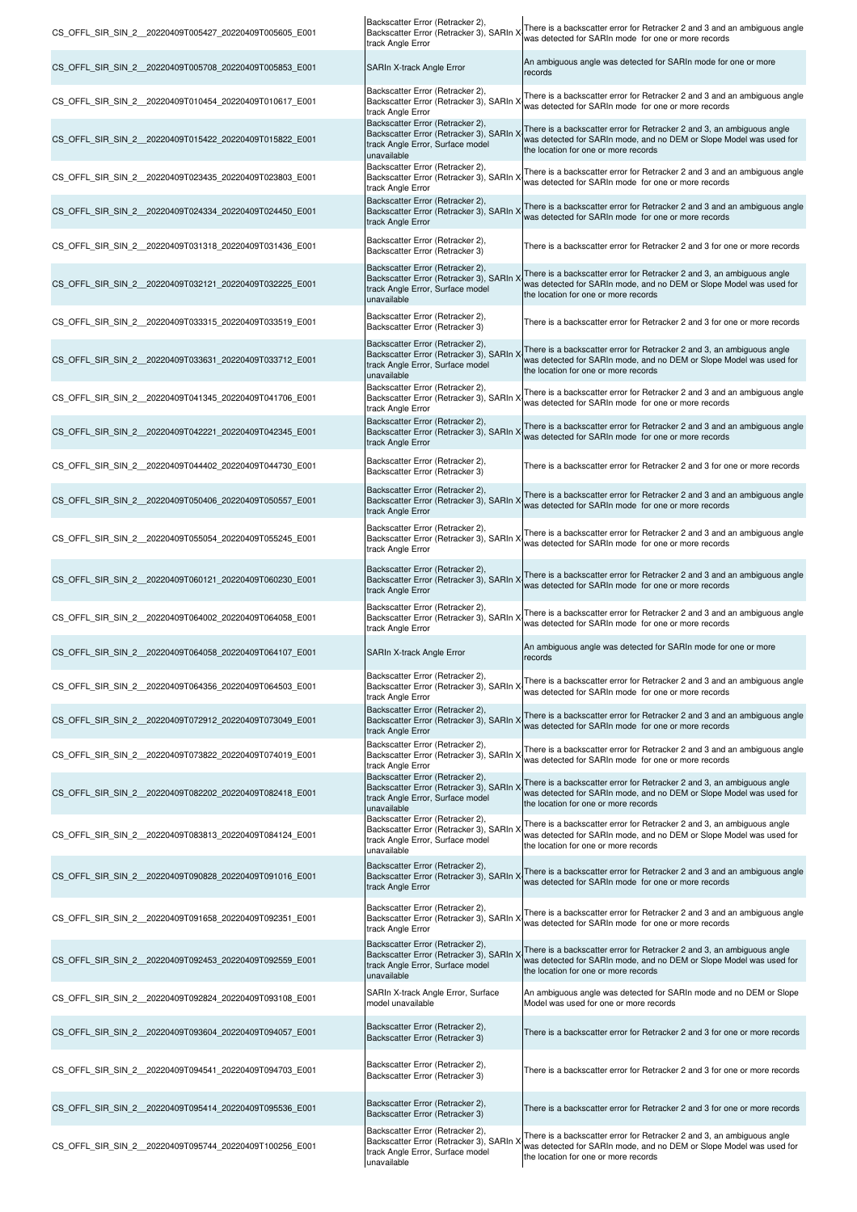| | | |
|---|---|---|
| CS_OFFL_SIR_SIN_2__20220409T005427_20220409T005605_E001 | Backscatter Error (Retracker 2), Backscatter Error (Retracker 3), SARIn X-track Angle Error | There is a backscatter error for Retracker 2 and 3 and an ambiguous angle was detected for SARIn mode for one or more records |
| CS_OFFL_SIR_SIN_2__20220409T005708_20220409T005853_E001 | SARIn X-track Angle Error | An ambiguous angle was detected for SARIn mode for one or more records |
| CS_OFFL_SIR_SIN_2__20220409T010454_20220409T010617_E001 | Backscatter Error (Retracker 2), Backscatter Error (Retracker 3), SARIn X-track Angle Error | There is a backscatter error for Retracker 2 and 3 and an ambiguous angle was detected for SARIn mode for one or more records |
| CS_OFFL_SIR_SIN_2__20220409T015422_20220409T015822_E001 | Backscatter Error (Retracker 2), Backscatter Error (Retracker 3), SARIn X-track Angle Error, Surface model unavailable | There is a backscatter error for Retracker 2 and 3, an ambiguous angle was detected for SARIn mode, and no DEM or Slope Model was used for the location for one or more records |
| CS_OFFL_SIR_SIN_2__20220409T023435_20220409T023803_E001 | Backscatter Error (Retracker 2), Backscatter Error (Retracker 3), SARIn X-track Angle Error | There is a backscatter error for Retracker 2 and 3 and an ambiguous angle was detected for SARIn mode for one or more records |
| CS_OFFL_SIR_SIN_2__20220409T024334_20220409T024450_E001 | Backscatter Error (Retracker 2), Backscatter Error (Retracker 3), SARIn X-track Angle Error | There is a backscatter error for Retracker 2 and 3 and an ambiguous angle was detected for SARIn mode for one or more records |
| CS_OFFL_SIR_SIN_2__20220409T031318_20220409T031436_E001 | Backscatter Error (Retracker 2), Backscatter Error (Retracker 3) | There is a backscatter error for Retracker 2 and 3 for one or more records |
| CS_OFFL_SIR_SIN_2__20220409T032121_20220409T032225_E001 | Backscatter Error (Retracker 2), Backscatter Error (Retracker 3), SARIn X-track Angle Error, Surface model unavailable | There is a backscatter error for Retracker 2 and 3, an ambiguous angle was detected for SARIn mode, and no DEM or Slope Model was used for the location for one or more records |
| CS_OFFL_SIR_SIN_2__20220409T033315_20220409T033519_E001 | Backscatter Error (Retracker 2), Backscatter Error (Retracker 3) | There is a backscatter error for Retracker 2 and 3 for one or more records |
| CS_OFFL_SIR_SIN_2__20220409T033631_20220409T033712_E001 | Backscatter Error (Retracker 2), Backscatter Error (Retracker 3), SARIn X-track Angle Error, Surface model unavailable | There is a backscatter error for Retracker 2 and 3, an ambiguous angle was detected for SARIn mode, and no DEM or Slope Model was used for the location for one or more records |
| CS_OFFL_SIR_SIN_2__20220409T041345_20220409T041706_E001 | Backscatter Error (Retracker 2), Backscatter Error (Retracker 3), SARIn X-track Angle Error | There is a backscatter error for Retracker 2 and 3 and an ambiguous angle was detected for SARIn mode for one or more records |
| CS_OFFL_SIR_SIN_2__20220409T042221_20220409T042345_E001 | Backscatter Error (Retracker 2), Backscatter Error (Retracker 3), SARIn X-track Angle Error | There is a backscatter error for Retracker 2 and 3 and an ambiguous angle was detected for SARIn mode for one or more records |
| CS_OFFL_SIR_SIN_2__20220409T044402_20220409T044730_E001 | Backscatter Error (Retracker 2), Backscatter Error (Retracker 3) | There is a backscatter error for Retracker 2 and 3 for one or more records |
| CS_OFFL_SIR_SIN_2__20220409T050406_20220409T050557_E001 | Backscatter Error (Retracker 2), Backscatter Error (Retracker 3), SARIn X-track Angle Error | There is a backscatter error for Retracker 2 and 3 and an ambiguous angle was detected for SARIn mode for one or more records |
| CS_OFFL_SIR_SIN_2__20220409T055054_20220409T055245_E001 | Backscatter Error (Retracker 2), Backscatter Error (Retracker 3), SARIn X-track Angle Error | There is a backscatter error for Retracker 2 and 3 and an ambiguous angle was detected for SARIn mode for one or more records |
| CS_OFFL_SIR_SIN_2__20220409T060121_20220409T060230_E001 | Backscatter Error (Retracker 2), Backscatter Error (Retracker 3), SARIn X-track Angle Error | There is a backscatter error for Retracker 2 and 3 and an ambiguous angle was detected for SARIn mode for one or more records |
| CS_OFFL_SIR_SIN_2__20220409T064002_20220409T064058_E001 | Backscatter Error (Retracker 2), Backscatter Error (Retracker 3), SARIn X-track Angle Error | There is a backscatter error for Retracker 2 and 3 and an ambiguous angle was detected for SARIn mode for one or more records |
| CS_OFFL_SIR_SIN_2__20220409T064058_20220409T064107_E001 | SARIn X-track Angle Error | An ambiguous angle was detected for SARIn mode for one or more records |
| CS_OFFL_SIR_SIN_2__20220409T064356_20220409T064503_E001 | Backscatter Error (Retracker 2), Backscatter Error (Retracker 3), SARIn X-track Angle Error | There is a backscatter error for Retracker 2 and 3 and an ambiguous angle was detected for SARIn mode for one or more records |
| CS_OFFL_SIR_SIN_2__20220409T072912_20220409T073049_E001 | Backscatter Error (Retracker 2), Backscatter Error (Retracker 3), SARIn X-track Angle Error | There is a backscatter error for Retracker 2 and 3 and an ambiguous angle was detected for SARIn mode for one or more records |
| CS_OFFL_SIR_SIN_2__20220409T073822_20220409T074019_E001 | Backscatter Error (Retracker 2), Backscatter Error (Retracker 3), SARIn X-track Angle Error | There is a backscatter error for Retracker 2 and 3 and an ambiguous angle was detected for SARIn mode for one or more records |
| CS_OFFL_SIR_SIN_2__20220409T082202_20220409T082418_E001 | Backscatter Error (Retracker 2), Backscatter Error (Retracker 3), SARIn X-track Angle Error, Surface model unavailable | There is a backscatter error for Retracker 2 and 3, an ambiguous angle was detected for SARIn mode, and no DEM or Slope Model was used for the location for one or more records |
| CS_OFFL_SIR_SIN_2__20220409T083813_20220409T084124_E001 | Backscatter Error (Retracker 2), Backscatter Error (Retracker 3), SARIn X-track Angle Error, Surface model unavailable | There is a backscatter error for Retracker 2 and 3, an ambiguous angle was detected for SARIn mode, and no DEM or Slope Model was used for the location for one or more records |
| CS_OFFL_SIR_SIN_2__20220409T090828_20220409T091016_E001 | Backscatter Error (Retracker 2), Backscatter Error (Retracker 3), SARIn X-track Angle Error | There is a backscatter error for Retracker 2 and 3 and an ambiguous angle was detected for SARIn mode for one or more records |
| CS_OFFL_SIR_SIN_2__20220409T091658_20220409T092351_E001 | Backscatter Error (Retracker 2), Backscatter Error (Retracker 3), SARIn X-track Angle Error | There is a backscatter error for Retracker 2 and 3 and an ambiguous angle was detected for SARIn mode for one or more records |
| CS_OFFL_SIR_SIN_2__20220409T092453_20220409T092559_E001 | Backscatter Error (Retracker 2), Backscatter Error (Retracker 3), SARIn X-track Angle Error, Surface model unavailable | There is a backscatter error for Retracker 2 and 3, an ambiguous angle was detected for SARIn mode, and no DEM or Slope Model was used for the location for one or more records |
| CS_OFFL_SIR_SIN_2__20220409T092824_20220409T093108_E001 | SARIn X-track Angle Error, Surface model unavailable | An ambiguous angle was detected for SARIn mode and no DEM or Slope Model was used for one or more records |
| CS_OFFL_SIR_SIN_2__20220409T093604_20220409T094057_E001 | Backscatter Error (Retracker 2), Backscatter Error (Retracker 3) | There is a backscatter error for Retracker 2 and 3 for one or more records |
| CS_OFFL_SIR_SIN_2__20220409T094541_20220409T094703_E001 | Backscatter Error (Retracker 2), Backscatter Error (Retracker 3) | There is a backscatter error for Retracker 2 and 3 for one or more records |
| CS_OFFL_SIR_SIN_2__20220409T095414_20220409T095536_E001 | Backscatter Error (Retracker 2), Backscatter Error (Retracker 3) | There is a backscatter error for Retracker 2 and 3 for one or more records |
| CS_OFFL_SIR_SIN_2__20220409T095744_20220409T100256_E001 | Backscatter Error (Retracker 2), Backscatter Error (Retracker 3), SARIn X-track Angle Error, Surface model unavailable | There is a backscatter error for Retracker 2 and 3, an ambiguous angle was detected for SARIn mode, and no DEM or Slope Model was used for the location for one or more records |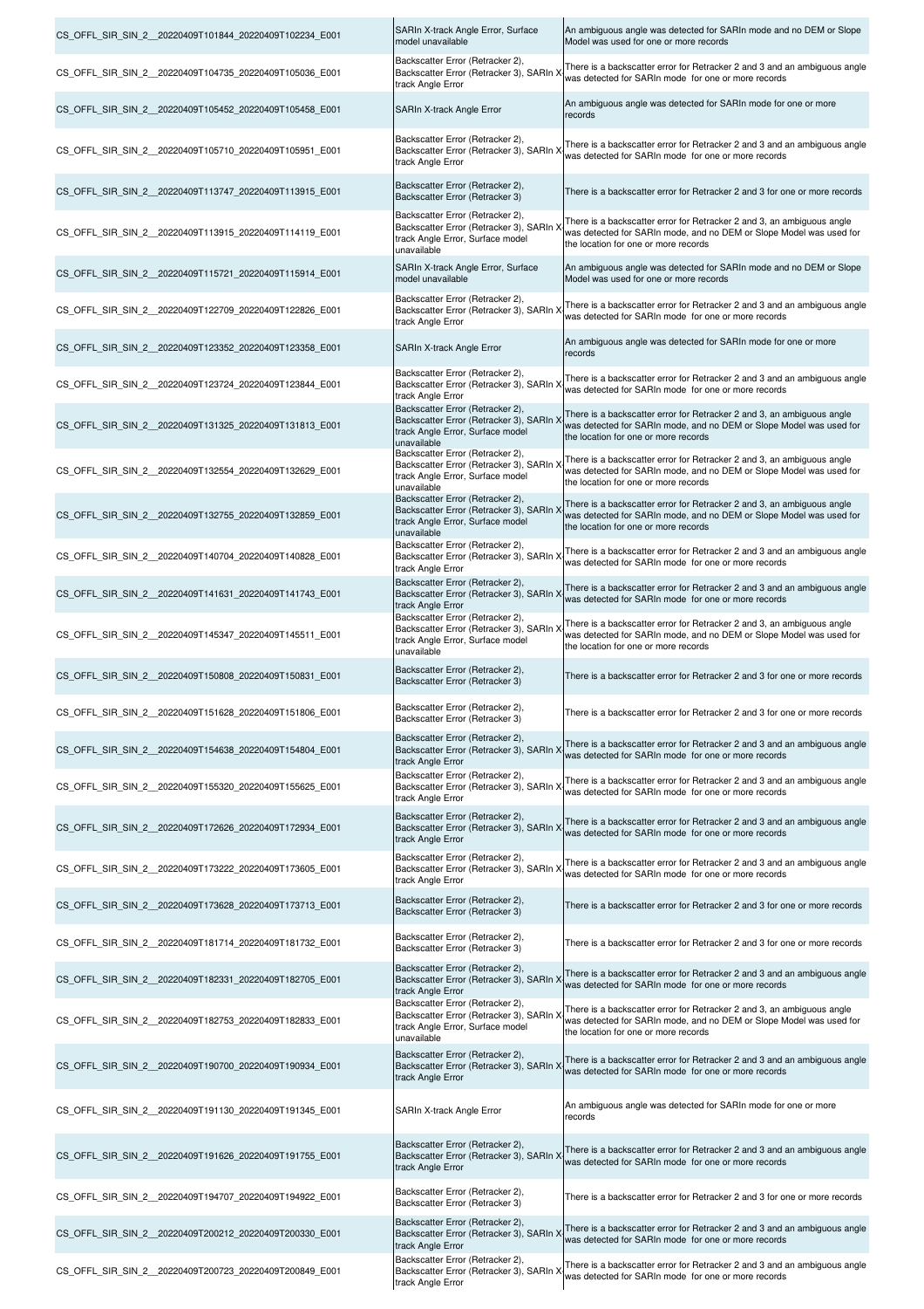| | | |
|---|---|---|
| CS_OFFL_SIR_SIN_2__20220409T101844_20220409T102234_E001 | SARIn X-track Angle Error, Surface model unavailable | An ambiguous angle was detected for SARIn mode and no DEM or Slope Model was used for one or more records |
| CS_OFFL_SIR_SIN_2__20220409T104735_20220409T105036_E001 | Backscatter Error (Retracker 2), Backscatter Error (Retracker 3), SARIn X-track Angle Error | There is a backscatter error for Retracker 2 and 3 and an ambiguous angle was detected for SARIn mode for one or more records |
| CS_OFFL_SIR_SIN_2__20220409T105452_20220409T105458_E001 | SARIn X-track Angle Error | An ambiguous angle was detected for SARIn mode for one or more records |
| CS_OFFL_SIR_SIN_2__20220409T105710_20220409T105951_E001 | Backscatter Error (Retracker 2), Backscatter Error (Retracker 3), SARIn X-track Angle Error | There is a backscatter error for Retracker 2 and 3 and an ambiguous angle was detected for SARIn mode for one or more records |
| CS_OFFL_SIR_SIN_2__20220409T113747_20220409T113915_E001 | Backscatter Error (Retracker 2), Backscatter Error (Retracker 3) | There is a backscatter error for Retracker 2 and 3 for one or more records |
| CS_OFFL_SIR_SIN_2__20220409T113915_20220409T114119_E001 | Backscatter Error (Retracker 2), Backscatter Error (Retracker 3), SARIn X-track Angle Error, Surface model unavailable | There is a backscatter error for Retracker 2 and 3, an ambiguous angle was detected for SARIn mode, and no DEM or Slope Model was used for the location for one or more records |
| CS_OFFL_SIR_SIN_2__20220409T115721_20220409T115914_E001 | SARIn X-track Angle Error, Surface model unavailable | An ambiguous angle was detected for SARIn mode and no DEM or Slope Model was used for one or more records |
| CS_OFFL_SIR_SIN_2__20220409T122709_20220409T122826_E001 | Backscatter Error (Retracker 2), Backscatter Error (Retracker 3), SARIn X-track Angle Error | There is a backscatter error for Retracker 2 and 3 and an ambiguous angle was detected for SARIn mode for one or more records |
| CS_OFFL_SIR_SIN_2__20220409T123352_20220409T123358_E001 | SARIn X-track Angle Error | An ambiguous angle was detected for SARIn mode for one or more records |
| CS_OFFL_SIR_SIN_2__20220409T123724_20220409T123844_E001 | Backscatter Error (Retracker 2), Backscatter Error (Retracker 3), SARIn X-track Angle Error | There is a backscatter error for Retracker 2 and 3 and an ambiguous angle was detected for SARIn mode for one or more records |
| CS_OFFL_SIR_SIN_2__20220409T131325_20220409T131813_E001 | Backscatter Error (Retracker 2), Backscatter Error (Retracker 3), SARIn X-track Angle Error, Surface model unavailable | There is a backscatter error for Retracker 2 and 3, an ambiguous angle was detected for SARIn mode, and no DEM or Slope Model was used for the location for one or more records |
| CS_OFFL_SIR_SIN_2__20220409T132554_20220409T132629_E001 | Backscatter Error (Retracker 2), Backscatter Error (Retracker 3), SARIn X-track Angle Error, Surface model unavailable | There is a backscatter error for Retracker 2 and 3, an ambiguous angle was detected for SARIn mode, and no DEM or Slope Model was used for the location for one or more records |
| CS_OFFL_SIR_SIN_2__20220409T132755_20220409T132859_E001 | Backscatter Error (Retracker 2), Backscatter Error (Retracker 3), SARIn X-track Angle Error, Surface model unavailable | There is a backscatter error for Retracker 2 and 3, an ambiguous angle was detected for SARIn mode, and no DEM or Slope Model was used for the location for one or more records |
| CS_OFFL_SIR_SIN_2__20220409T140704_20220409T140828_E001 | Backscatter Error (Retracker 2), Backscatter Error (Retracker 3), SARIn X-track Angle Error | There is a backscatter error for Retracker 2 and 3 and an ambiguous angle was detected for SARIn mode for one or more records |
| CS_OFFL_SIR_SIN_2__20220409T141631_20220409T141743_E001 | Backscatter Error (Retracker 2), Backscatter Error (Retracker 3), SARIn X-track Angle Error | There is a backscatter error for Retracker 2 and 3 and an ambiguous angle was detected for SARIn mode for one or more records |
| CS_OFFL_SIR_SIN_2__20220409T145347_20220409T145511_E001 | Backscatter Error (Retracker 2), Backscatter Error (Retracker 3), SARIn X-track Angle Error, Surface model unavailable | There is a backscatter error for Retracker 2 and 3, an ambiguous angle was detected for SARIn mode, and no DEM or Slope Model was used for the location for one or more records |
| CS_OFFL_SIR_SIN_2__20220409T150808_20220409T150831_E001 | Backscatter Error (Retracker 2), Backscatter Error (Retracker 3) | There is a backscatter error for Retracker 2 and 3 for one or more records |
| CS_OFFL_SIR_SIN_2__20220409T151628_20220409T151806_E001 | Backscatter Error (Retracker 2), Backscatter Error (Retracker 3) | There is a backscatter error for Retracker 2 and 3 for one or more records |
| CS_OFFL_SIR_SIN_2__20220409T154638_20220409T154804_E001 | Backscatter Error (Retracker 2), Backscatter Error (Retracker 3), SARIn X-track Angle Error | There is a backscatter error for Retracker 2 and 3 and an ambiguous angle was detected for SARIn mode for one or more records |
| CS_OFFL_SIR_SIN_2__20220409T155320_20220409T155625_E001 | Backscatter Error (Retracker 2), Backscatter Error (Retracker 3), SARIn X-track Angle Error | There is a backscatter error for Retracker 2 and 3 and an ambiguous angle was detected for SARIn mode for one or more records |
| CS_OFFL_SIR_SIN_2__20220409T172626_20220409T172934_E001 | Backscatter Error (Retracker 2), Backscatter Error (Retracker 3), SARIn X-track Angle Error | There is a backscatter error for Retracker 2 and 3 and an ambiguous angle was detected for SARIn mode for one or more records |
| CS_OFFL_SIR_SIN_2__20220409T173222_20220409T173605_E001 | Backscatter Error (Retracker 2), Backscatter Error (Retracker 3), SARIn X-track Angle Error | There is a backscatter error for Retracker 2 and 3 and an ambiguous angle was detected for SARIn mode for one or more records |
| CS_OFFL_SIR_SIN_2__20220409T173628_20220409T173713_E001 | Backscatter Error (Retracker 2), Backscatter Error (Retracker 3) | There is a backscatter error for Retracker 2 and 3 for one or more records |
| CS_OFFL_SIR_SIN_2__20220409T181714_20220409T181732_E001 | Backscatter Error (Retracker 2), Backscatter Error (Retracker 3) | There is a backscatter error for Retracker 2 and 3 for one or more records |
| CS_OFFL_SIR_SIN_2__20220409T182331_20220409T182705_E001 | Backscatter Error (Retracker 2), Backscatter Error (Retracker 3), SARIn X-track Angle Error | There is a backscatter error for Retracker 2 and 3 and an ambiguous angle was detected for SARIn mode for one or more records |
| CS_OFFL_SIR_SIN_2__20220409T182753_20220409T182833_E001 | Backscatter Error (Retracker 2), Backscatter Error (Retracker 3), SARIn X-track Angle Error, Surface model unavailable | There is a backscatter error for Retracker 2 and 3, an ambiguous angle was detected for SARIn mode, and no DEM or Slope Model was used for the location for one or more records |
| CS_OFFL_SIR_SIN_2__20220409T190700_20220409T190934_E001 | Backscatter Error (Retracker 2), Backscatter Error (Retracker 3), SARIn X-track Angle Error | There is a backscatter error for Retracker 2 and 3 and an ambiguous angle was detected for SARIn mode for one or more records |
| CS_OFFL_SIR_SIN_2__20220409T191130_20220409T191345_E001 | SARIn X-track Angle Error | An ambiguous angle was detected for SARIn mode for one or more records |
| CS_OFFL_SIR_SIN_2__20220409T191626_20220409T191755_E001 | Backscatter Error (Retracker 2), Backscatter Error (Retracker 3), SARIn X-track Angle Error | There is a backscatter error for Retracker 2 and 3 and an ambiguous angle was detected for SARIn mode for one or more records |
| CS_OFFL_SIR_SIN_2__20220409T194707_20220409T194922_E001 | Backscatter Error (Retracker 2), Backscatter Error (Retracker 3) | There is a backscatter error for Retracker 2 and 3 for one or more records |
| CS_OFFL_SIR_SIN_2__20220409T200212_20220409T200330_E001 | Backscatter Error (Retracker 2), Backscatter Error (Retracker 3), SARIn X-track Angle Error | There is a backscatter error for Retracker 2 and 3 and an ambiguous angle was detected for SARIn mode for one or more records |
| CS_OFFL_SIR_SIN_2__20220409T200723_20220409T200849_E001 | Backscatter Error (Retracker 2), Backscatter Error (Retracker 3), SARIn X-track Angle Error | There is a backscatter error for Retracker 2 and 3 and an ambiguous angle was detected for SARIn mode for one or more records |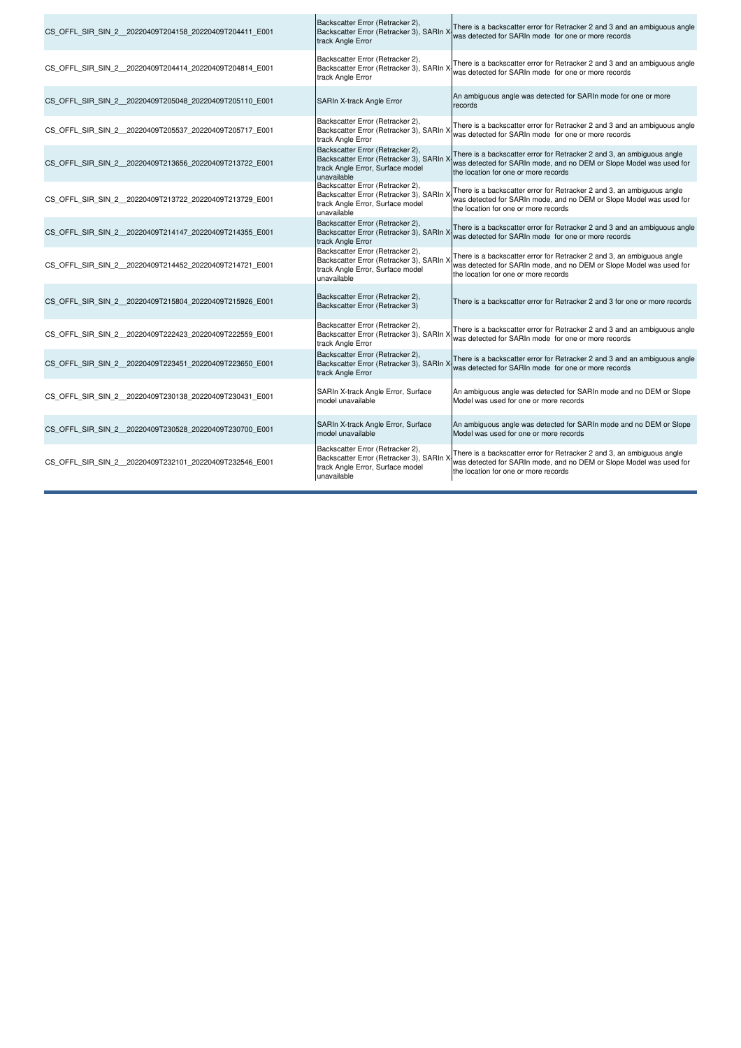| | | |
|---|---|---|
| CS_OFFL_SIR_SIN_2__20220409T204158_20220409T204411_E001 | Backscatter Error (Retracker 2), Backscatter Error (Retracker 3), SARIn X track Angle Error | There is a backscatter error for Retracker 2 and 3 and an ambiguous angle was detected for SARIn mode for one or more records |
| CS_OFFL_SIR_SIN_2__20220409T204414_20220409T204814_E001 | Backscatter Error (Retracker 2), Backscatter Error (Retracker 3), SARIn X track Angle Error | There is a backscatter error for Retracker 2 and 3 and an ambiguous angle was detected for SARIn mode for one or more records |
| CS_OFFL_SIR_SIN_2__20220409T205048_20220409T205110_E001 | SARIn X-track Angle Error | An ambiguous angle was detected for SARIn mode for one or more records |
| CS_OFFL_SIR_SIN_2__20220409T205537_20220409T205717_E001 | Backscatter Error (Retracker 2), Backscatter Error (Retracker 3), SARIn X track Angle Error | There is a backscatter error for Retracker 2 and 3 and an ambiguous angle was detected for SARIn mode for one or more records |
| CS_OFFL_SIR_SIN_2__20220409T213656_20220409T213722_E001 | Backscatter Error (Retracker 2), Backscatter Error (Retracker 3), SARIn X track Angle Error, Surface model unavailable | There is a backscatter error for Retracker 2 and 3, an ambiguous angle was detected for SARIn mode, and no DEM or Slope Model was used for the location for one or more records |
| CS_OFFL_SIR_SIN_2__20220409T213722_20220409T213729_E001 | Backscatter Error (Retracker 2), Backscatter Error (Retracker 3), SARIn X track Angle Error, Surface model unavailable | There is a backscatter error for Retracker 2 and 3, an ambiguous angle was detected for SARIn mode, and no DEM or Slope Model was used for the location for one or more records |
| CS_OFFL_SIR_SIN_2__20220409T214147_20220409T214355_E001 | Backscatter Error (Retracker 2), Backscatter Error (Retracker 3), SARIn X track Angle Error | There is a backscatter error for Retracker 2 and 3 and an ambiguous angle was detected for SARIn mode for one or more records |
| CS_OFFL_SIR_SIN_2__20220409T214452_20220409T214721_E001 | Backscatter Error (Retracker 2), Backscatter Error (Retracker 3), SARIn X track Angle Error, Surface model unavailable | There is a backscatter error for Retracker 2 and 3, an ambiguous angle was detected for SARIn mode, and no DEM or Slope Model was used for the location for one or more records |
| CS_OFFL_SIR_SIN_2__20220409T215804_20220409T215926_E001 | Backscatter Error (Retracker 2), Backscatter Error (Retracker 3) | There is a backscatter error for Retracker 2 and 3 for one or more records |
| CS_OFFL_SIR_SIN_2__20220409T222423_20220409T222559_E001 | Backscatter Error (Retracker 2), Backscatter Error (Retracker 3), SARIn X track Angle Error | There is a backscatter error for Retracker 2 and 3 and an ambiguous angle was detected for SARIn mode for one or more records |
| CS_OFFL_SIR_SIN_2__20220409T223451_20220409T223650_E001 | Backscatter Error (Retracker 2), Backscatter Error (Retracker 3), SARIn X track Angle Error | There is a backscatter error for Retracker 2 and 3 and an ambiguous angle was detected for SARIn mode for one or more records |
| CS_OFFL_SIR_SIN_2__20220409T230138_20220409T230431_E001 | SARIn X-track Angle Error, Surface model unavailable | An ambiguous angle was detected for SARIn mode and no DEM or Slope Model was used for one or more records |
| CS_OFFL_SIR_SIN_2__20220409T230528_20220409T230700_E001 | SARIn X-track Angle Error, Surface model unavailable | An ambiguous angle was detected for SARIn mode and no DEM or Slope Model was used for one or more records |
| CS_OFFL_SIR_SIN_2__20220409T232101_20220409T232546_E001 | Backscatter Error (Retracker 2), Backscatter Error (Retracker 3), SARIn X track Angle Error, Surface model unavailable | There is a backscatter error for Retracker 2 and 3, an ambiguous angle was detected for SARIn mode, and no DEM or Slope Model was used for the location for one or more records |